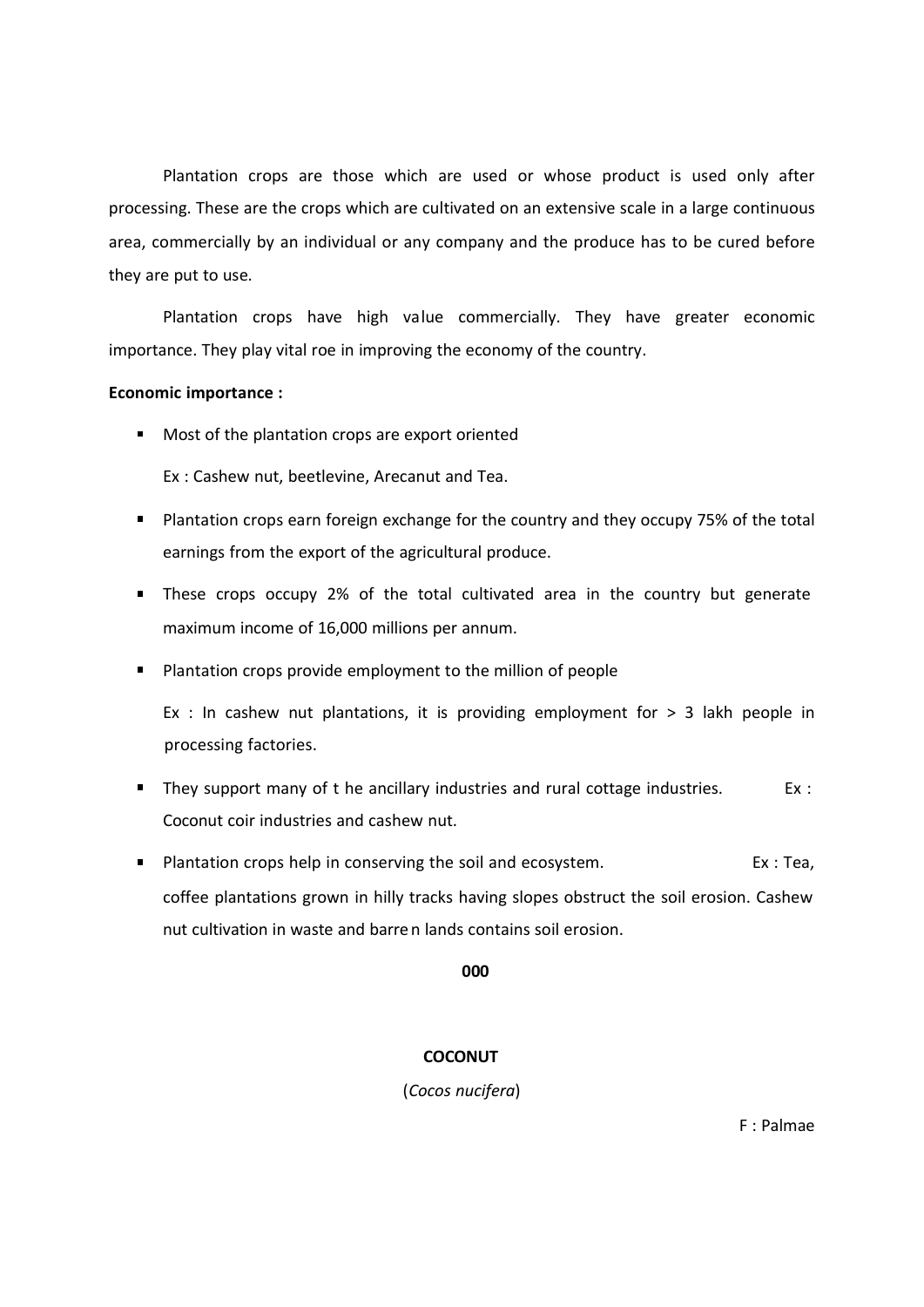Plantation crops are those which are used or whose product is used only after processing. These are the crops which are cultivated on an extensive scale in a large continuous area, commercially by an individual or any company and the produce has to be cured before they are put to use.

Plantation crops have high value commercially. They have greater economic importance. They play vital roe in improving the economy of the country.

**Economic importance :**

- Most of the plantation crops are export oriented

  Ex : Cashew nut, beetlevine, Arecanut and Tea.

- Plantation crops earn foreign exchange for the country and they occupy 75% of the total earnings from the export of the agricultural produce.

- These crops occupy 2% of the total cultivated area in the country but generate maximum income of 16,000 millions per annum.

- Plantation crops provide employment to the million of people

  Ex : In cashew nut plantations, it is providing employment for > 3 lakh people in processing factories.

- They support many of t he ancillary industries and rural cottage industries. Ex : Coconut coir industries and cashew nut.

- Plantation crops help in conserving the soil and ecosystem. Ex : Tea, coffee plantations grown in hilly tracks having slopes obstruct the soil erosion. Cashew nut cultivation in waste and barre n lands contains soil erosion.

**000**

## COCONUT

(*Cocos nucifera*)

F : Palmae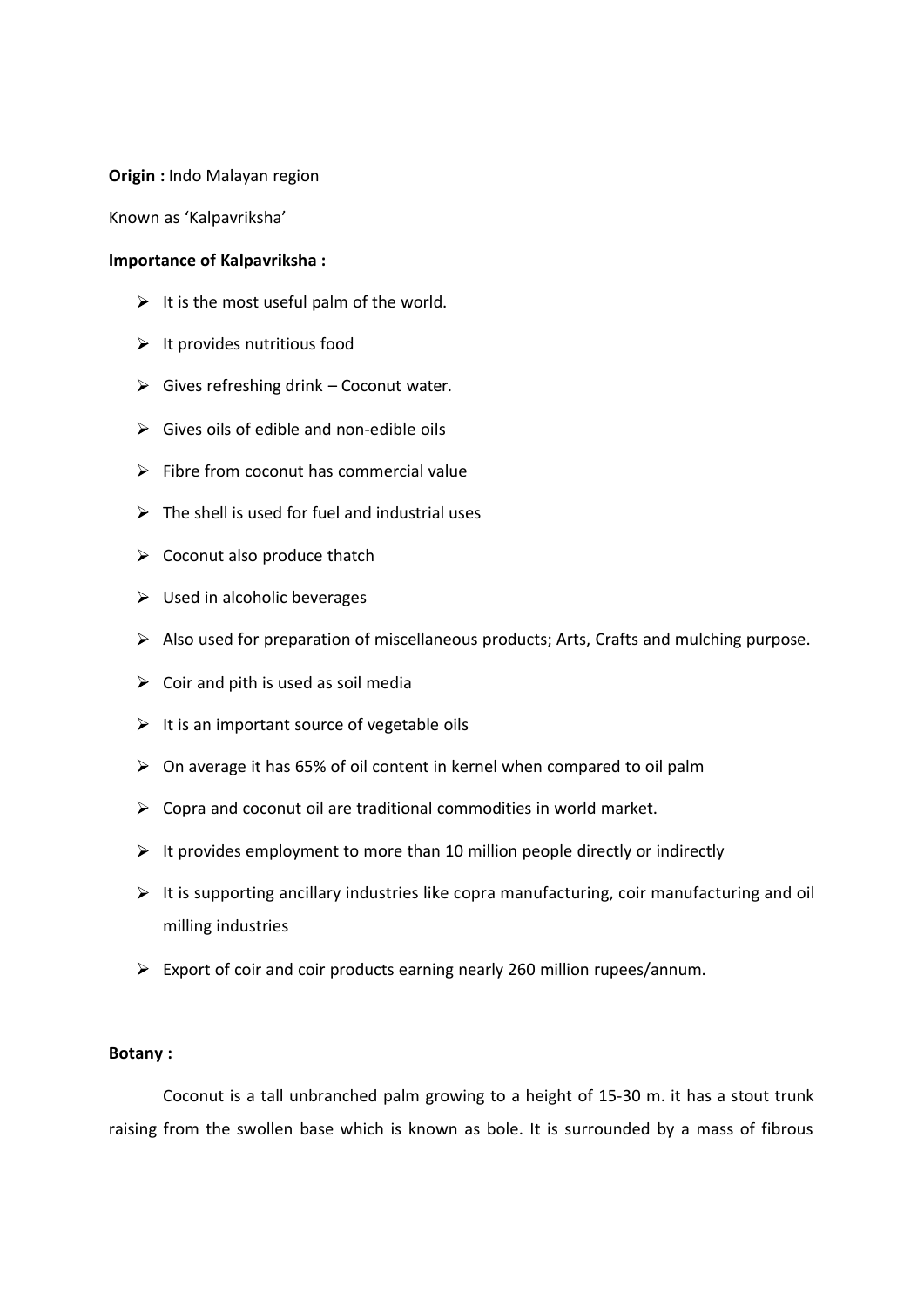**Origin :** Indo Malayan region

Known as 'Kalpavriksha'

**Importance of Kalpavriksha :**

- It is the most useful palm of the world.
- It provides nutritious food
- Gives refreshing drink – Coconut water.
- Gives oils of edible and non-edible oils
- Fibre from coconut has commercial value
- The shell is used for fuel and industrial uses
- Coconut also produce thatch
- Used in alcoholic beverages
- Also used for preparation of miscellaneous products; Arts, Crafts and mulching purpose.
- Coir and pith is used as soil media
- It is an important source of vegetable oils
- On average it has 65% of oil content in kernel when compared to oil palm
- Copra and coconut oil are traditional commodities in world market.
- It provides employment to more than 10 million people directly or indirectly
- It is supporting ancillary industries like copra manufacturing, coir manufacturing and oil milling industries
- Export of coir and coir products earning nearly 260 million rupees/annum.

**Botany :**

Coconut is a tall unbranched palm growing to a height of 15-30 m. it has a stout trunk raising from the swollen base which is known as bole. It is surrounded by a mass of fibrous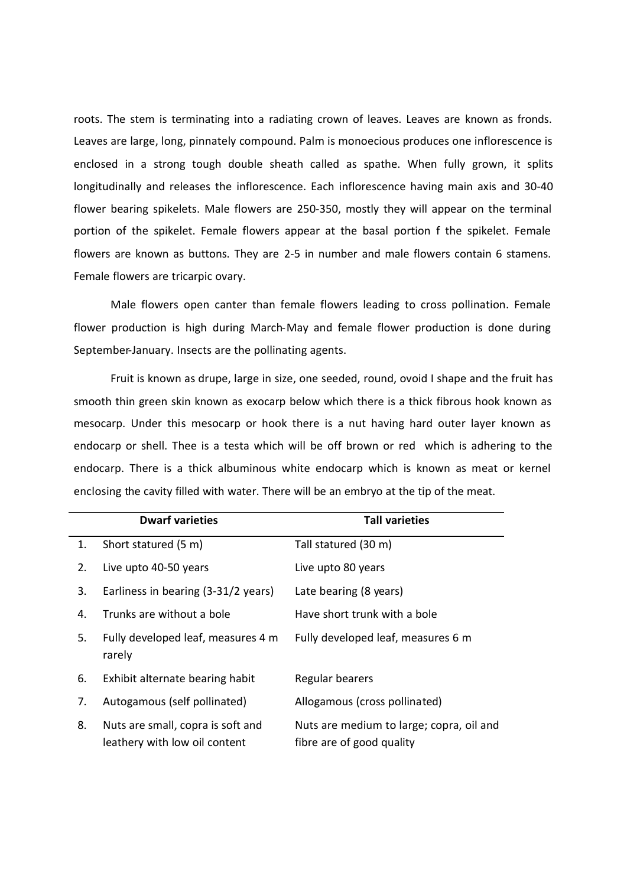roots. The stem is terminating into a radiating crown of leaves. Leaves are known as fronds. Leaves are large, long, pinnately compound. Palm is monoecious produces one inflorescence is enclosed in a strong tough double sheath called as spathe. When fully grown, it splits longitudinally and releases the inflorescence. Each inflorescence having main axis and 30-40 flower bearing spikelets. Male flowers are 250-350, mostly they will appear on the terminal portion of the spikelet. Female flowers appear at the basal portion f the spikelet. Female flowers are known as buttons. They are 2-5 in number and male flowers contain 6 stamens. Female flowers are tricarpic ovary.

Male flowers open canter than female flowers leading to cross pollination. Female flower production is high during March-May and female flower production is done during September-January. Insects are the pollinating agents.

Fruit is known as drupe, large in size, one seeded, round, ovoid I shape and the fruit has smooth thin green skin known as exocarp below which there is a thick fibrous hook known as mesocarp. Under this mesocarp or hook there is a nut having hard outer layer known as endocarp or shell. Thee is a testa which will be off brown or red which is adhering to the endocarp. There is a thick albuminous white endocarp which is known as meat or kernel enclosing the cavity filled with water. There will be an embryo at the tip of the meat.

| | Dwarf varieties | Tall varieties |
|---|---|---|
| 1. | Short statured (5 m) | Tall statured (30 m) |
| 2. | Live upto 40-50 years | Live upto 80 years |
| 3. | Earliness in bearing (3-31/2 years) | Late bearing (8 years) |
| 4. | Trunks are without a bole | Have short trunk with a bole |
| 5. | Fully developed leaf, measures 4 m rarely | Fully developed leaf, measures 6 m |
| 6. | Exhibit alternate bearing habit | Regular bearers |
| 7. | Autogamous (self pollinated) | Allogamous (cross pollinated) |
| 8. | Nuts are small, copra is soft and leathery with low oil content | Nuts are medium to large; copra, oil and fibre are of good quality |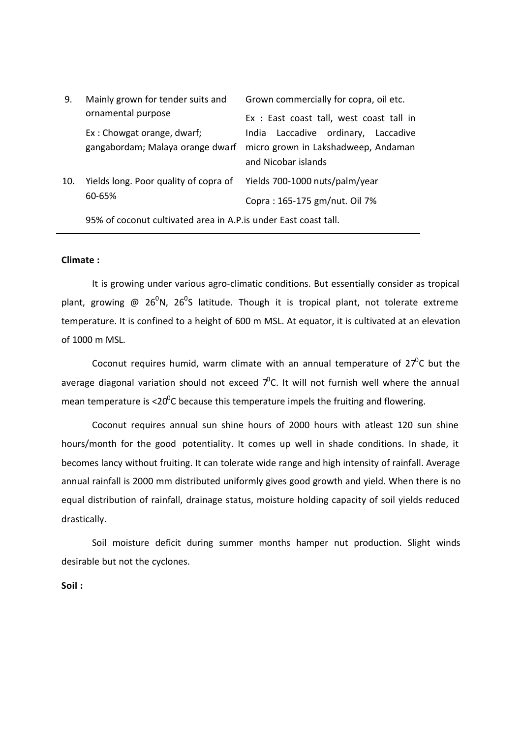| | | |
|---|---|---|
| 9. | Mainly grown for tender suits and ornamental purpose<br><br>Ex : Chowgat orange, dwarf; gangabordam; Malaya orange dwarf | Grown commercially for copra, oil etc.<br><br>Ex : East coast tall, west coast tall in India Laccadive ordinary, Laccadive micro grown in Lakshadweep, Andaman and Nicobar islands |
| 10. | Yields long. Poor quality of copra of 60-65% | Yields 700-1000 nuts/palm/year<br><br>Copra : 165-175 gm/nut. Oil 7% |
| | 95% of coconut cultivated area in A.P.is under East coast tall. | |

**Climate :**

It is growing under various agro-climatic conditions. But essentially consider as tropical plant, growing @ $26^0$N, $26^0$S latitude. Though it is tropical plant, not tolerate extreme temperature. It is confined to a height of 600 m MSL. At equator, it is cultivated at an elevation of 1000 m MSL.

Coconut requires humid, warm climate with an annual temperature of $27^0$C but the average diagonal variation should not exceed $7^0$C. It will not furnish well where the annual mean temperature is <$20^0$C because this temperature impels the fruiting and flowering.

Coconut requires annual sun shine hours of 2000 hours with atleast 120 sun shine hours/month for the good potentiality. It comes up well in shade conditions. In shade, it becomes lancy without fruiting. It can tolerate wide range and high intensity of rainfall. Average annual rainfall is 2000 mm distributed uniformly gives good growth and yield. When there is no equal distribution of rainfall, drainage status, moisture holding capacity of soil yields reduced drastically.

Soil moisture deficit during summer months hamper nut production. Slight winds desirable but not the cyclones.

**Soil :**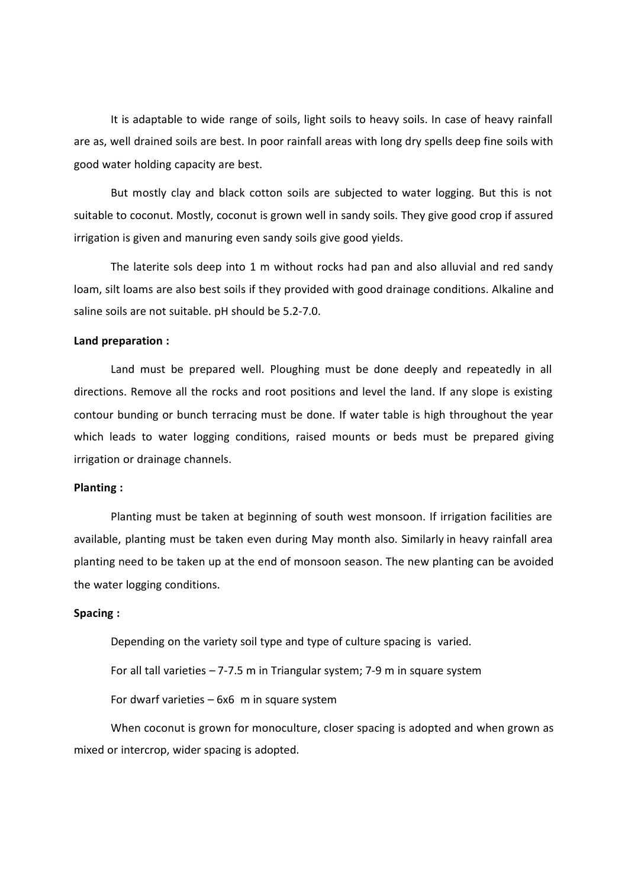It is adaptable to wide range of soils, light soils to heavy soils. In case of heavy rainfall are as, well drained soils are best. In poor rainfall areas with long dry spells deep fine soils with good water holding capacity are best.

But mostly clay and black cotton soils are subjected to water logging. But this is not suitable to coconut. Mostly, coconut is grown well in sandy soils. They give good crop if assured irrigation is given and manuring even sandy soils give good yields.

The laterite sols deep into 1 m without rocks had pan and also alluvial and red sandy loam, silt loams are also best soils if they provided with good drainage conditions. Alkaline and saline soils are not suitable. pH should be 5.2-7.0.

**Land preparation :**

Land must be prepared well. Ploughing must be done deeply and repeatedly in all directions. Remove all the rocks and root positions and level the land. If any slope is existing contour bunding or bunch terracing must be done. If water table is high throughout the year which leads to water logging conditions, raised mounts or beds must be prepared giving irrigation or drainage channels.

**Planting :**

Planting must be taken at beginning of south west monsoon. If irrigation facilities are available, planting must be taken even during May month also. Similarly in heavy rainfall area planting need to be taken up at the end of monsoon season. The new planting can be avoided the water logging conditions.

**Spacing :**

Depending on the variety soil type and type of culture spacing is varied.

For all tall varieties – 7-7.5 m in Triangular system; 7-9 m in square system

For dwarf varieties – 6x6 m in square system

When coconut is grown for monoculture, closer spacing is adopted and when grown as mixed or intercrop, wider spacing is adopted.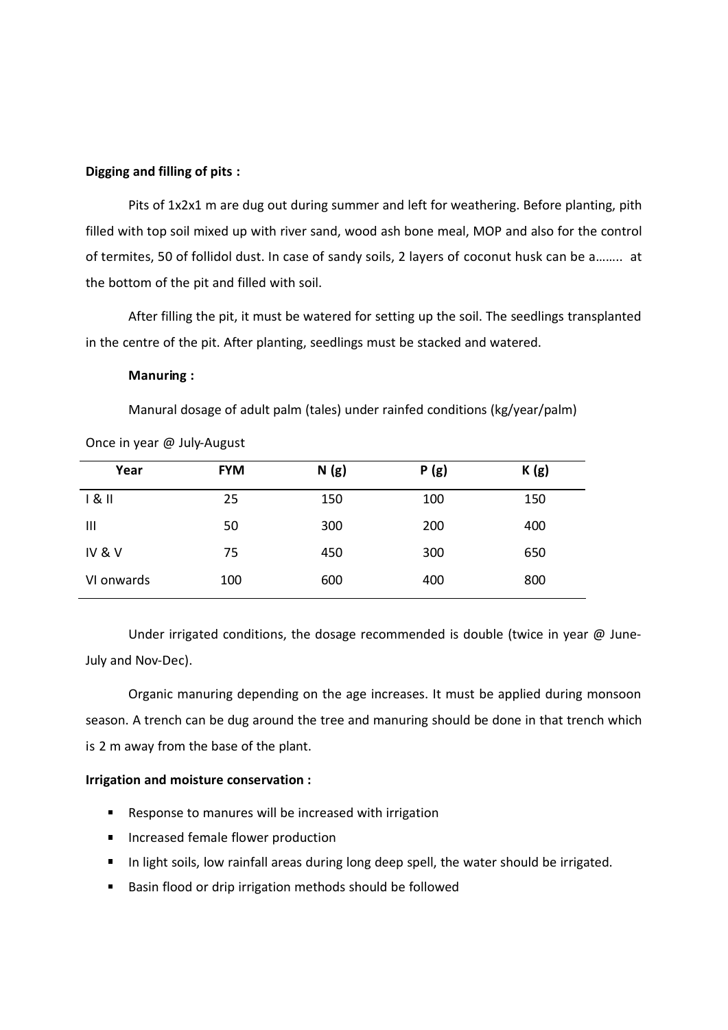**Digging and filling of pits :**

Pits of 1x2x1 m are dug out during summer and left for weathering. Before planting, pith filled with top soil mixed up with river sand, wood ash bone meal, MOP and also for the control of termites, 50 of follidol dust. In case of sandy soils, 2 layers of coconut husk can be a…….. at the bottom of the pit and filled with soil.

After filling the pit, it must be watered for setting up the soil. The seedlings transplanted in the centre of the pit. After planting, seedlings must be stacked and watered.

**Manuring :**

Manural dosage of adult palm (tales) under rainfed conditions (kg/year/palm)

Once in year @ July-August

| Year | FYM | N (g) | P (g) | K (g) |
|---|---|---|---|---|
| I & II | 25 | 150 | 100 | 150 |
| III | 50 | 300 | 200 | 400 |
| IV & V | 75 | 450 | 300 | 650 |
| VI onwards | 100 | 600 | 400 | 800 |

Under irrigated conditions, the dosage recommended is double (twice in year @ June-July and Nov-Dec).

Organic manuring depending on the age increases. It must be applied during monsoon season. A trench can be dug around the tree and manuring should be done in that trench which is 2 m away from the base of the plant.

**Irrigation and moisture conservation :**

- Response to manures will be increased with irrigation
- Increased female flower production
- In light soils, low rainfall areas during long deep spell, the water should be irrigated.
- Basin flood or drip irrigation methods should be followed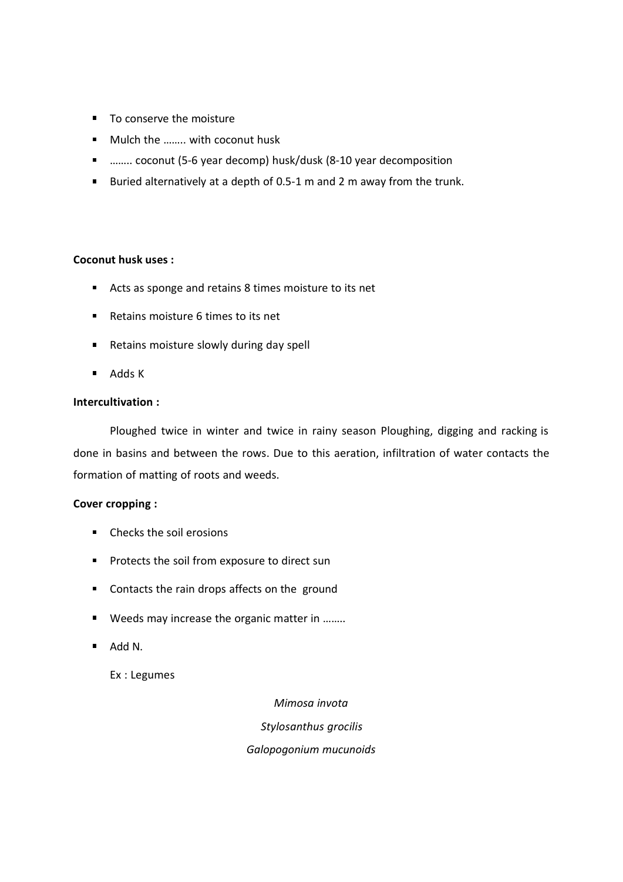- To conserve the moisture
- Mulch the …….. with coconut husk
- …….. coconut (5-6 year decomp) husk/dusk (8-10 year decomposition
- Buried alternatively at a depth of 0.5-1 m and 2 m away from the trunk.

**Coconut husk uses :**

- Acts as sponge and retains 8 times moisture to its net
- Retains moisture 6 times to its net
- Retains moisture slowly during day spell
- Adds K

**Intercultivation :**

Ploughed twice in winter and twice in rainy season Ploughing, digging and racking is done in basins and between the rows. Due to this aeration, infiltration of water contacts the formation of matting of roots and weeds.

**Cover cropping :**

- Checks the soil erosions
- Protects the soil from exposure to direct sun
- Contacts the rain drops affects on the ground
- Weeds may increase the organic matter in ……..
- Add N.

  Ex : Legumes

*Mimosa invota*

*Stylosanthus grocilis*

*Galopogonium mucunoids*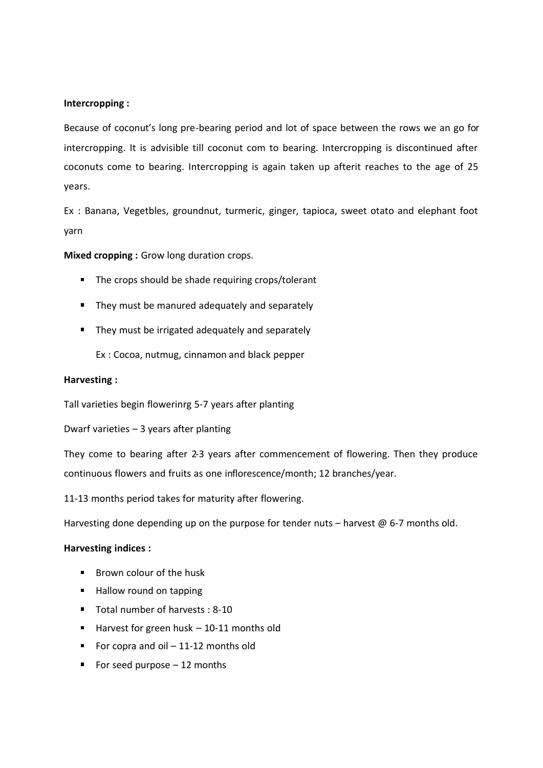**Intercropping :**

Because of coconut's long pre-bearing period and lot of space between the rows we an go for intercropping. It is advisible till coconut com to bearing. Intercropping is discontinued after coconuts come to bearing. Intercropping is again taken up afterit reaches to the age of 25 years.

Ex : Banana, Vegetbles, groundnut, turmeric, ginger, tapioca, sweet otato and elephant foot yarn

**Mixed cropping :** Grow long duration crops.

- The crops should be shade requiring crops/tolerant
- They must be manured adequately and separately
- They must be irrigated adequately and separately

  Ex : Cocoa, nutmug, cinnamon and black pepper

**Harvesting :**

Tall varieties begin flowerinrg 5-7 years after planting

Dwarf varieties – 3 years after planting

They come to bearing after 2-3 years after commencement of flowering. Then they produce continuous flowers and fruits as one inflorescence/month; 12 branches/year.

11-13 months period takes for maturity after flowering.

Harvesting done depending up on the purpose for tender nuts – harvest @ 6-7 months old.

**Harvesting indices :**

- Brown colour of the husk
- Hallow round on tapping
- Total number of harvests : 8-10
- Harvest for green husk – 10-11 months old
- For copra and oil – 11-12 months old
- For seed purpose – 12 months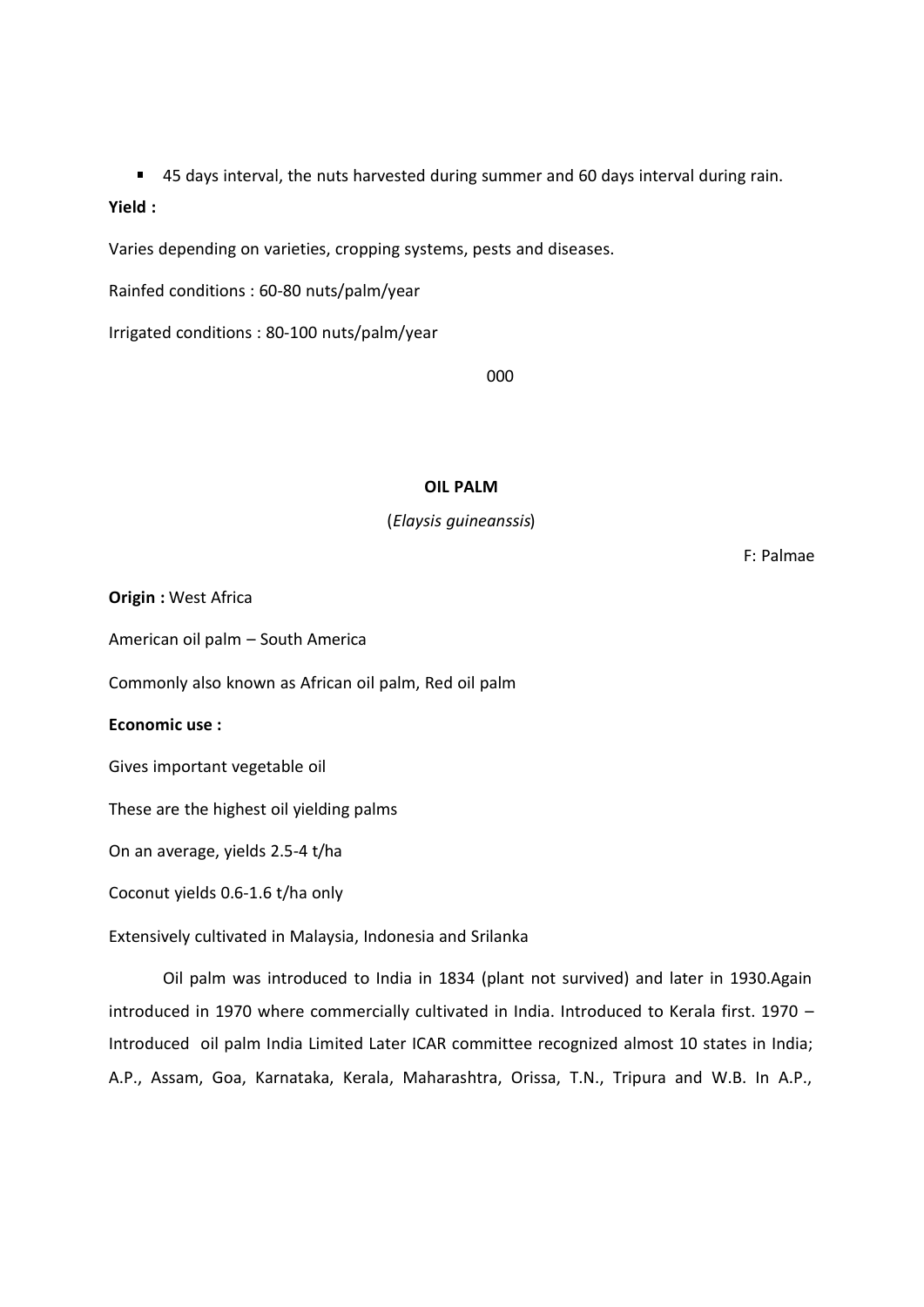- 45 days interval, the nuts harvested during summer and 60 days interval during rain.

**Yield :**

Varies depending on varieties, cropping systems, pests and diseases.

Rainfed conditions : 60-80 nuts/palm/year

Irrigated conditions : 80-100 nuts/palm/year

000

**OIL PALM**

(*Elaysis guineanssis*)

F: Palmae

**Origin :** West Africa

American oil palm – South America

Commonly also known as African oil palm, Red oil palm

**Economic use :**

Gives important vegetable oil

These are the highest oil yielding palms

On an average, yields 2.5-4 t/ha

Coconut yields 0.6-1.6 t/ha only

Extensively cultivated in Malaysia, Indonesia and Srilanka

Oil palm was introduced to India in 1834 (plant not survived) and later in 1930.Again introduced in 1970 where commercially cultivated in India. Introduced to Kerala first. 1970 – Introduced oil palm India Limited Later ICAR committee recognized almost 10 states in India; A.P., Assam, Goa, Karnataka, Kerala, Maharashtra, Orissa, T.N., Tripura and W.B. In A.P.,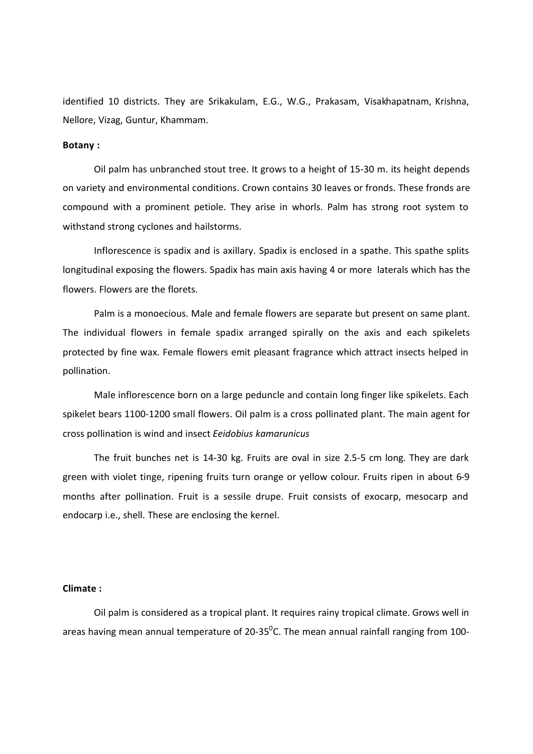identified 10 districts. They are Srikakulam, E.G., W.G., Prakasam, Visakhapatnam, Krishna, Nellore, Vizag, Guntur, Khammam.

**Botany :**

Oil palm has unbranched stout tree. It grows to a height of 15-30 m. its height depends on variety and environmental conditions. Crown contains 30 leaves or fronds. These fronds are compound with a prominent petiole. They arise in whorls. Palm has strong root system to withstand strong cyclones and hailstorms.

Inflorescence is spadix and is axillary. Spadix is enclosed in a spathe. This spathe splits longitudinal exposing the flowers. Spadix has main axis having 4 or more laterals which has the flowers. Flowers are the florets.

Palm is a monoecious. Male and female flowers are separate but present on same plant. The individual flowers in female spadix arranged spirally on the axis and each spikelets protected by fine wax. Female flowers emit pleasant fragrance which attract insects helped in pollination.

Male inflorescence born on a large peduncle and contain long finger like spikelets. Each spikelet bears 1100-1200 small flowers. Oil palm is a cross pollinated plant. The main agent for cross pollination is wind and insect *Eeidobius kamarunicus*

The fruit bunches net is 14-30 kg. Fruits are oval in size 2.5-5 cm long. They are dark green with violet tinge, ripening fruits turn orange or yellow colour. Fruits ripen in about 6-9 months after pollination. Fruit is a sessile drupe. Fruit consists of exocarp, mesocarp and endocarp i.e., shell. These are enclosing the kernel.

**Climate :**

Oil palm is considered as a tropical plant. It requires rainy tropical climate. Grows well in areas having mean annual temperature of 20-35$^0$C. The mean annual rainfall ranging from 100-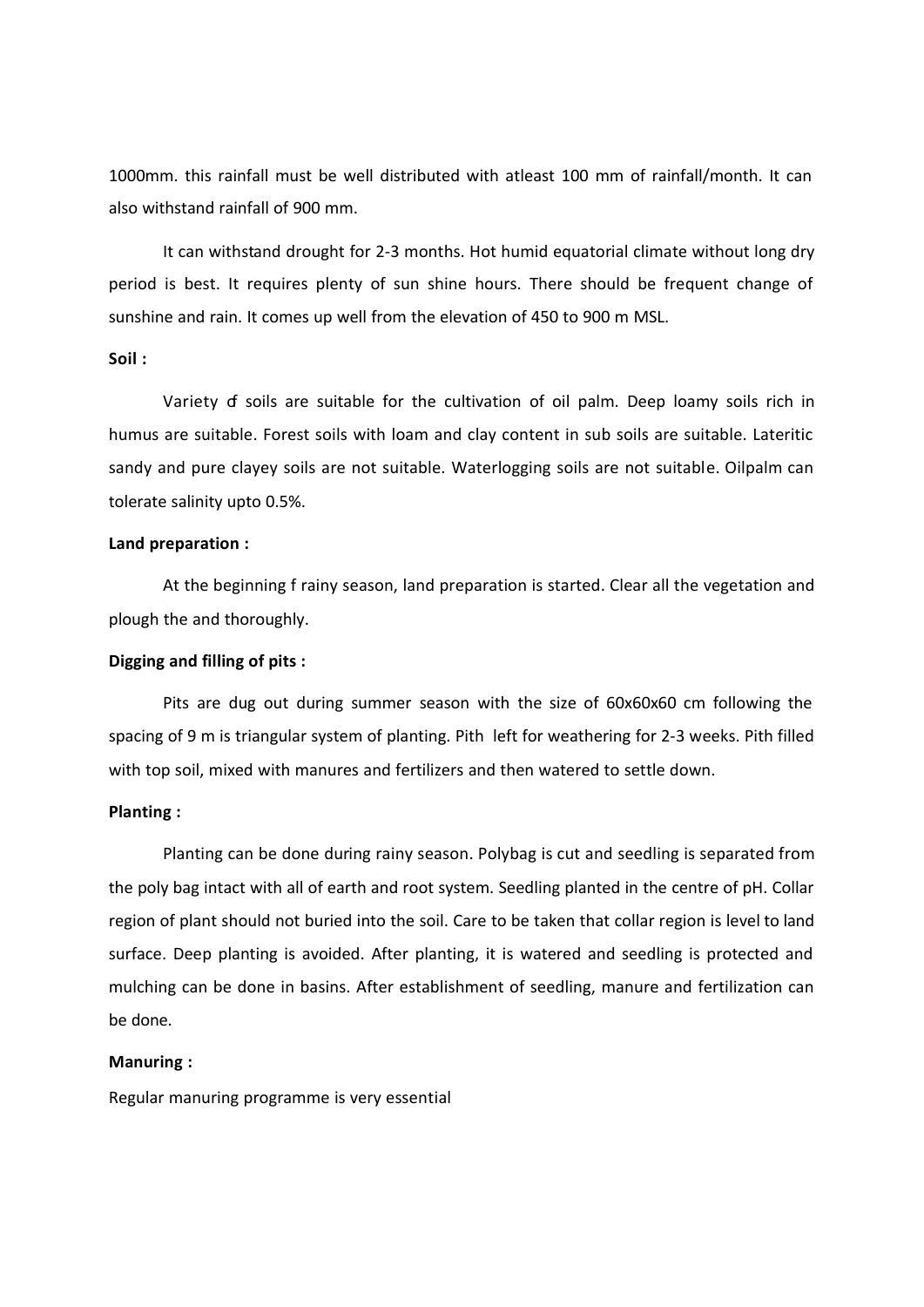1000mm. this rainfall must be well distributed with atleast 100 mm of rainfall/month. It can also withstand rainfall of 900 mm.

It can withstand drought for 2-3 months. Hot humid equatorial climate without long dry period is best. It requires plenty of sun shine hours. There should be frequent change of sunshine and rain. It comes up well from the elevation of 450 to 900 m MSL.

**Soil :**

Variety of soils are suitable for the cultivation of oil palm. Deep loamy soils rich in humus are suitable. Forest soils with loam and clay content in sub soils are suitable. Lateritic sandy and pure clayey soils are not suitable. Waterlogging soils are not suitable. Oilpalm can tolerate salinity upto 0.5%.

**Land preparation :**

At the beginning f rainy season, land preparation is started. Clear all the vegetation and plough the and thoroughly.

**Digging and filling of pits :**

Pits are dug out during summer season with the size of 60x60x60 cm following the spacing of 9 m is triangular system of planting. Pith left for weathering for 2-3 weeks. Pith filled with top soil, mixed with manures and fertilizers and then watered to settle down.

**Planting :**

Planting can be done during rainy season. Polybag is cut and seedling is separated from the poly bag intact with all of earth and root system. Seedling planted in the centre of pH. Collar region of plant should not buried into the soil. Care to be taken that collar region is level to land surface. Deep planting is avoided. After planting, it is watered and seedling is protected and mulching can be done in basins. After establishment of seedling, manure and fertilization can be done.

**Manuring :**

Regular manuring programme is very essential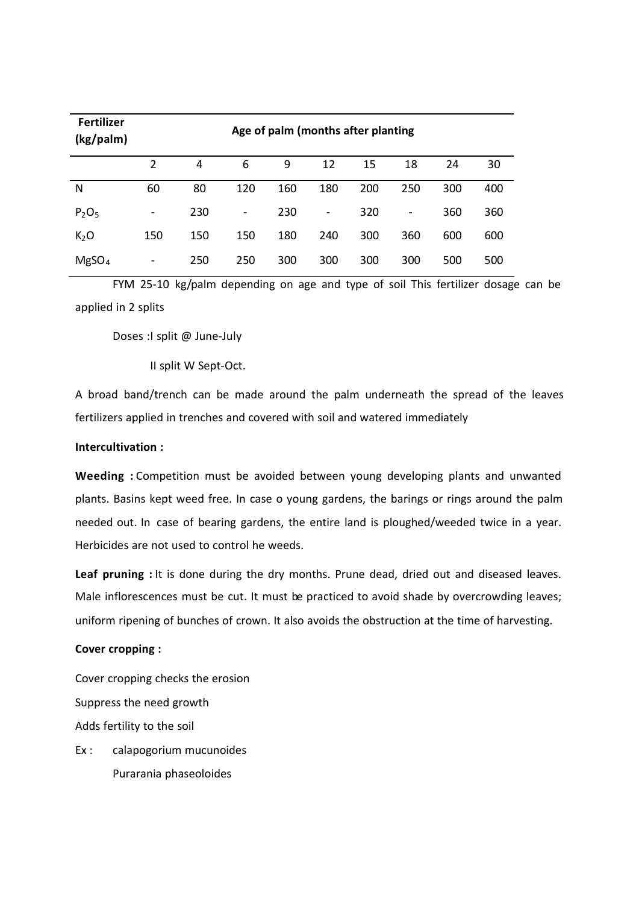| Fertilizer (kg/palm) | Age of palm (months after planting | | | | | | | | |
|---|---|---|---|---|---|---|---|---|---|
| | 2 | 4 | 6 | 9 | 12 | 15 | 18 | 24 | 30 |
| N | 60 | 80 | 120 | 160 | 180 | 200 | 250 | 300 | 400 |
| $P_2O_5$ | - | 230 | - | 230 | - | 320 | - | 360 | 360 |
| $K_2O$ | 150 | 150 | 150 | 180 | 240 | 300 | 360 | 600 | 600 |
| $MgSO_4$ | - | 250 | 250 | 300 | 300 | 300 | 300 | 500 | 500 |

FYM 25-10 kg/palm depending on age and type of soil This fertilizer dosage can be applied in 2 splits

Doses :I split @ June-July

II split W Sept-Oct.

A broad band/trench can be made around the palm underneath the spread of the leaves fertilizers applied in trenches and covered with soil and watered immediately

**Intercultivation :**

**Weeding :** Competition must be avoided between young developing plants and unwanted plants. Basins kept weed free. In case o young gardens, the barings or rings around the palm needed out. In case of bearing gardens, the entire land is ploughed/weeded twice in a year. Herbicides are not used to control he weeds.

**Leaf pruning :** It is done during the dry months. Prune dead, dried out and diseased leaves. Male inflorescences must be cut. It must be practiced to avoid shade by overcrowding leaves; uniform ripening of bunches of crown. It also avoids the obstruction at the time of harvesting.

**Cover cropping :**

Cover cropping checks the erosion

Suppress the need growth

Adds fertility to the soil

Ex : calapogorium mucunoides

Purarania phaseoloides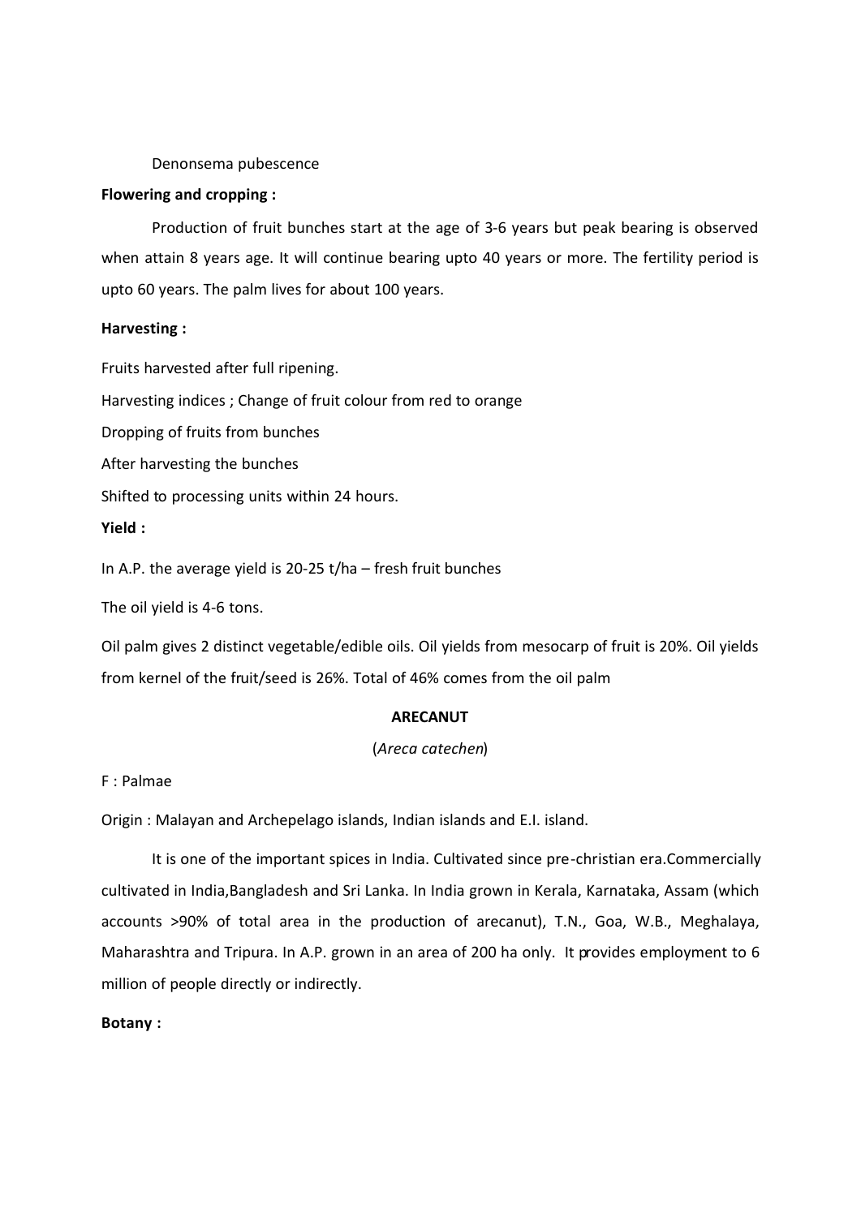Denonsema pubescence

**Flowering and cropping :**

Production of fruit bunches start at the age of 3-6 years but peak bearing is observed when attain 8 years age. It will continue bearing upto 40 years or more. The fertility period is upto 60 years. The palm lives for about 100 years.

**Harvesting :**

Fruits harvested after full ripening.

Harvesting indices ; Change of fruit colour from red to orange

Dropping of fruits from bunches

After harvesting the bunches

Shifted to processing units within 24 hours.

**Yield :**

In A.P. the average yield is 20-25 t/ha – fresh fruit bunches

The oil yield is 4-6 tons.

Oil palm gives 2 distinct vegetable/edible oils. Oil yields from mesocarp of fruit is 20%. Oil yields from kernel of the fruit/seed is 26%. Total of 46% comes from the oil palm

## ARECANUT

(*Areca catechen*)

F : Palmae

Origin : Malayan and Archepelago islands, Indian islands and E.I. island.

It is one of the important spices in India. Cultivated since pre-christian era.Commercially cultivated in India,Bangladesh and Sri Lanka. In India grown in Kerala, Karnataka, Assam (which accounts >90% of total area in the production of arecanut), T.N., Goa, W.B., Meghalaya, Maharashtra and Tripura. In A.P. grown in an area of 200 ha only. It provides employment to 6 million of people directly or indirectly.

**Botany :**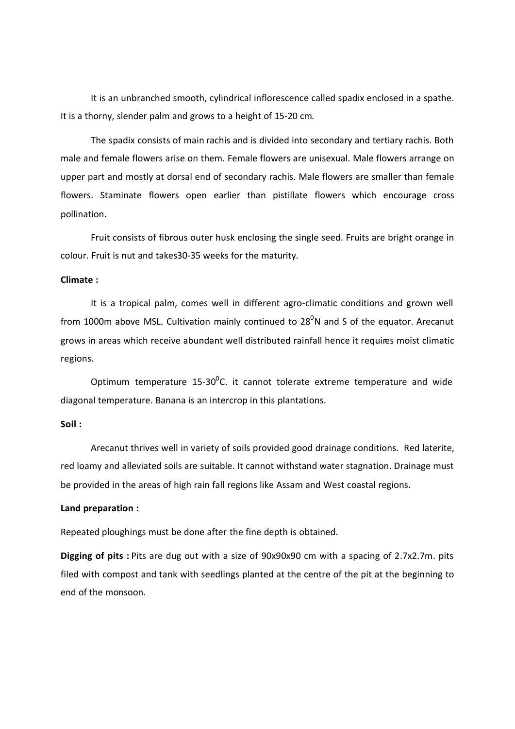It is an unbranched smooth, cylindrical inflorescence called spadix enclosed in a spathe. It is a thorny, slender palm and grows to a height of 15-20 cm.

The spadix consists of main rachis and is divided into secondary and tertiary rachis. Both male and female flowers arise on them. Female flowers are unisexual. Male flowers arrange on upper part and mostly at dorsal end of secondary rachis. Male flowers are smaller than female flowers. Staminate flowers open earlier than pistillate flowers which encourage cross pollination.

Fruit consists of fibrous outer husk enclosing the single seed. Fruits are bright orange in colour. Fruit is nut and takes30-35 weeks for the maturity.

**Climate :**

It is a tropical palm, comes well in different agro-climatic conditions and grown well from 1000m above MSL. Cultivation mainly continued to $28^0$N and S of the equator. Arecanut grows in areas which receive abundant well distributed rainfall hence it requires moist climatic regions.

Optimum temperature 15-$30^0$C. it cannot tolerate extreme temperature and wide diagonal temperature. Banana is an intercrop in this plantations.

**Soil :**

Arecanut thrives well in variety of soils provided good drainage conditions. Red laterite, red loamy and alleviated soils are suitable. It cannot withstand water stagnation. Drainage must be provided in the areas of high rain fall regions like Assam and West coastal regions.

**Land preparation :**

Repeated ploughings must be done after the fine depth is obtained.

**Digging of pits :** Pits are dug out with a size of 90x90x90 cm with a spacing of 2.7x2.7m. pits filed with compost and tank with seedlings planted at the centre of the pit at the beginning to end of the monsoon.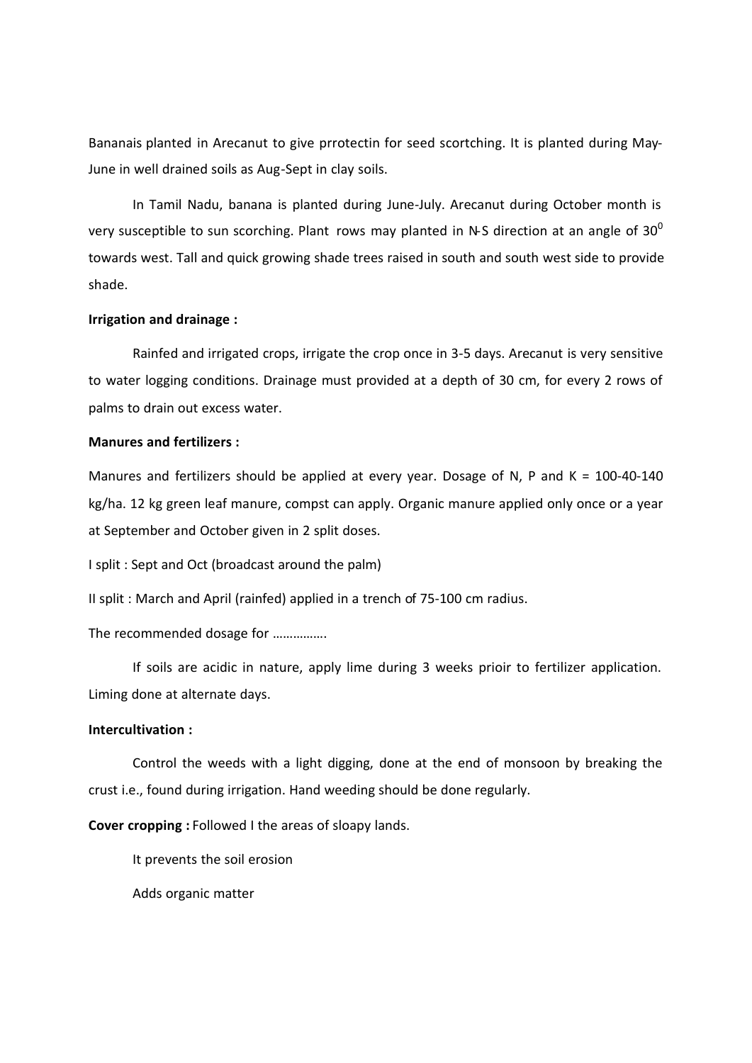Bananais planted in Arecanut to give prrotectin for seed scortching. It is planted during May-June in well drained soils as Aug-Sept in clay soils.

In Tamil Nadu, banana is planted during June-July. Arecanut during October month is very susceptible to sun scorching. Plant rows may planted in N-S direction at an angle of $30^0$ towards west. Tall and quick growing shade trees raised in south and south west side to provide shade.

**Irrigation and drainage :**

Rainfed and irrigated crops, irrigate the crop once in 3-5 days. Arecanut is very sensitive to water logging conditions. Drainage must provided at a depth of 30 cm, for every 2 rows of palms to drain out excess water.

**Manures and fertilizers :**

Manures and fertilizers should be applied at every year. Dosage of N, P and K = 100-40-140 kg/ha. 12 kg green leaf manure, compst can apply. Organic manure applied only once or a year at September and October given in 2 split doses.

I split : Sept and Oct (broadcast around the palm)

II split : March and April (rainfed) applied in a trench of 75-100 cm radius.

The recommended dosage for …………….

If soils are acidic in nature, apply lime during 3 weeks prioir to fertilizer application. Liming done at alternate days.

**Intercultivation :**

Control the weeds with a light digging, done at the end of monsoon by breaking the crust i.e., found during irrigation. Hand weeding should be done regularly.

**Cover cropping :** Followed I the areas of sloapy lands.

It prevents the soil erosion

Adds organic matter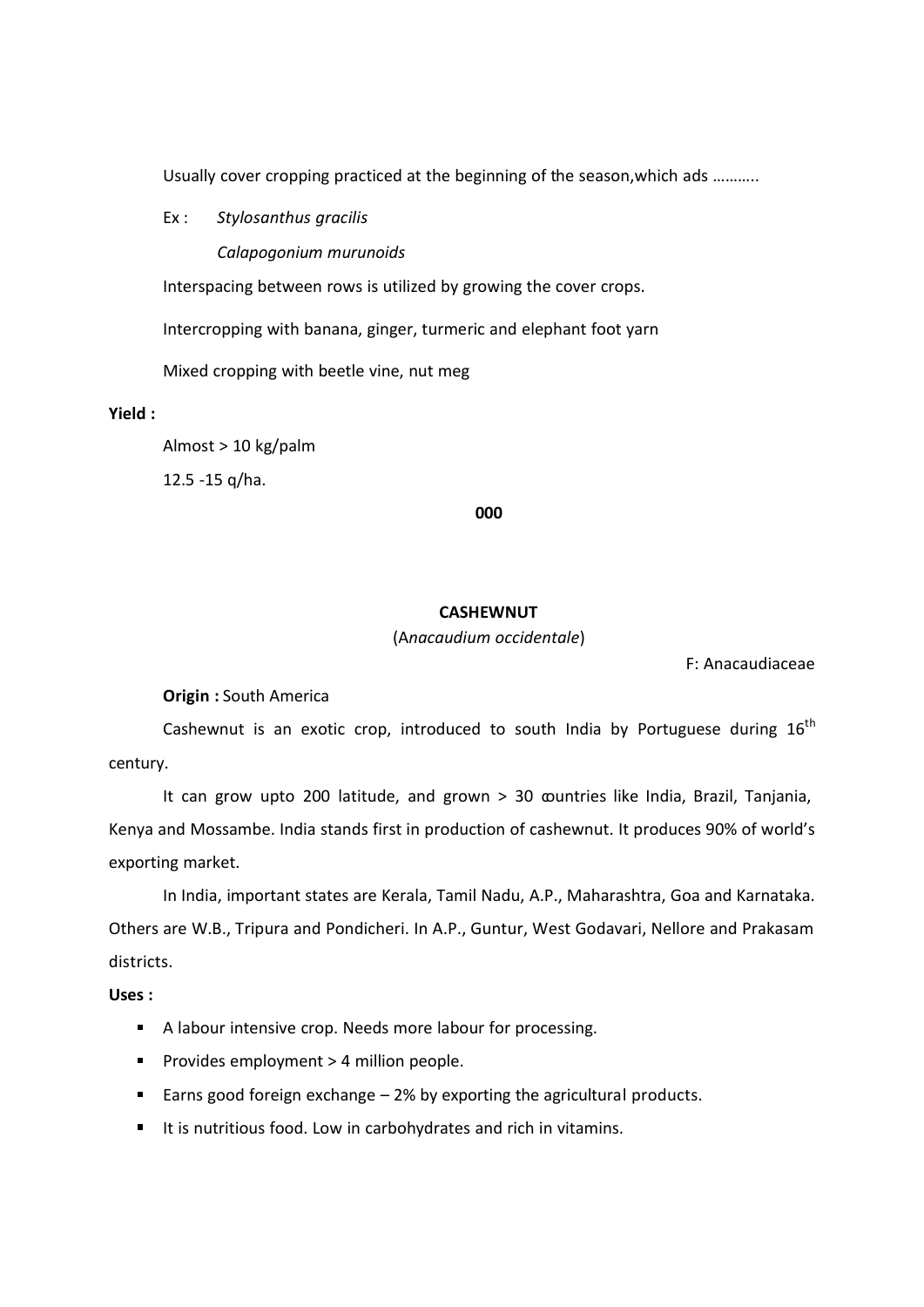Usually cover cropping practiced at the beginning of the season,which ads ………..

Ex : *Stylosanthus gracilis*

*Calapogonium murunoids*

Interspacing between rows is utilized by growing the cover crops.

Intercropping with banana, ginger, turmeric and elephant foot yarn

Mixed cropping with beetle vine, nut meg

**Yield :**

Almost > 10 kg/palm

12.5 -15 q/ha.

**000**

## CASHEWNUT

(A*nacaudium occidentale*)

F: Anacaudiaceae

**Origin :** South America

Cashewnut is an exotic crop, introduced to south India by Portuguese during 16th century.

It can grow upto 200 latitude, and grown > 30 countries like India, Brazil, Tanjania, Kenya and Mossambe. India stands first in production of cashewnut. It produces 90% of world's exporting market.

In India, important states are Kerala, Tamil Nadu, A.P., Maharashtra, Goa and Karnataka. Others are W.B., Tripura and Pondicheri. In A.P., Guntur, West Godavari, Nellore and Prakasam districts.

**Uses :**

- A labour intensive crop. Needs more labour for processing.
- Provides employment > 4 million people.
- Earns good foreign exchange – 2% by exporting the agricultural products.
- It is nutritious food. Low in carbohydrates and rich in vitamins.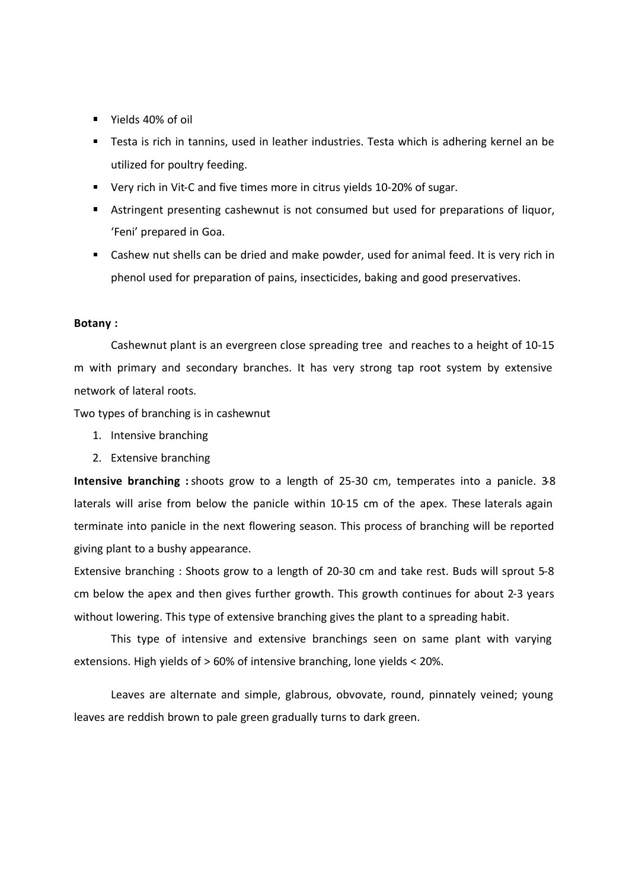- Yields 40% of oil
- Testa is rich in tannins, used in leather industries. Testa which is adhering kernel an be utilized for poultry feeding.
- Very rich in Vit-C and five times more in citrus yields 10-20% of sugar.
- Astringent presenting cashewnut is not consumed but used for preparations of liquor, 'Feni' prepared in Goa.
- Cashew nut shells can be dried and make powder, used for animal feed. It is very rich in phenol used for preparation of pains, insecticides, baking and good preservatives.

**Botany :**

Cashewnut plant is an evergreen close spreading tree and reaches to a height of 10-15 m with primary and secondary branches. It has very strong tap root system by extensive network of lateral roots.

Two types of branching is in cashewnut

1. Intensive branching
2. Extensive branching

**Intensive branching :** shoots grow to a length of 25-30 cm, temperates into a panicle. 3-8 laterals will arise from below the panicle within 10-15 cm of the apex. These laterals again terminate into panicle in the next flowering season. This process of branching will be reported giving plant to a bushy appearance.

Extensive branching : Shoots grow to a length of 20-30 cm and take rest. Buds will sprout 5-8 cm below the apex and then gives further growth. This growth continues for about 2-3 years without lowering. This type of extensive branching gives the plant to a spreading habit.

This type of intensive and extensive branchings seen on same plant with varying extensions. High yields of > 60% of intensive branching, lone yields < 20%.

Leaves are alternate and simple, glabrous, obvovate, round, pinnately veined; young leaves are reddish brown to pale green gradually turns to dark green.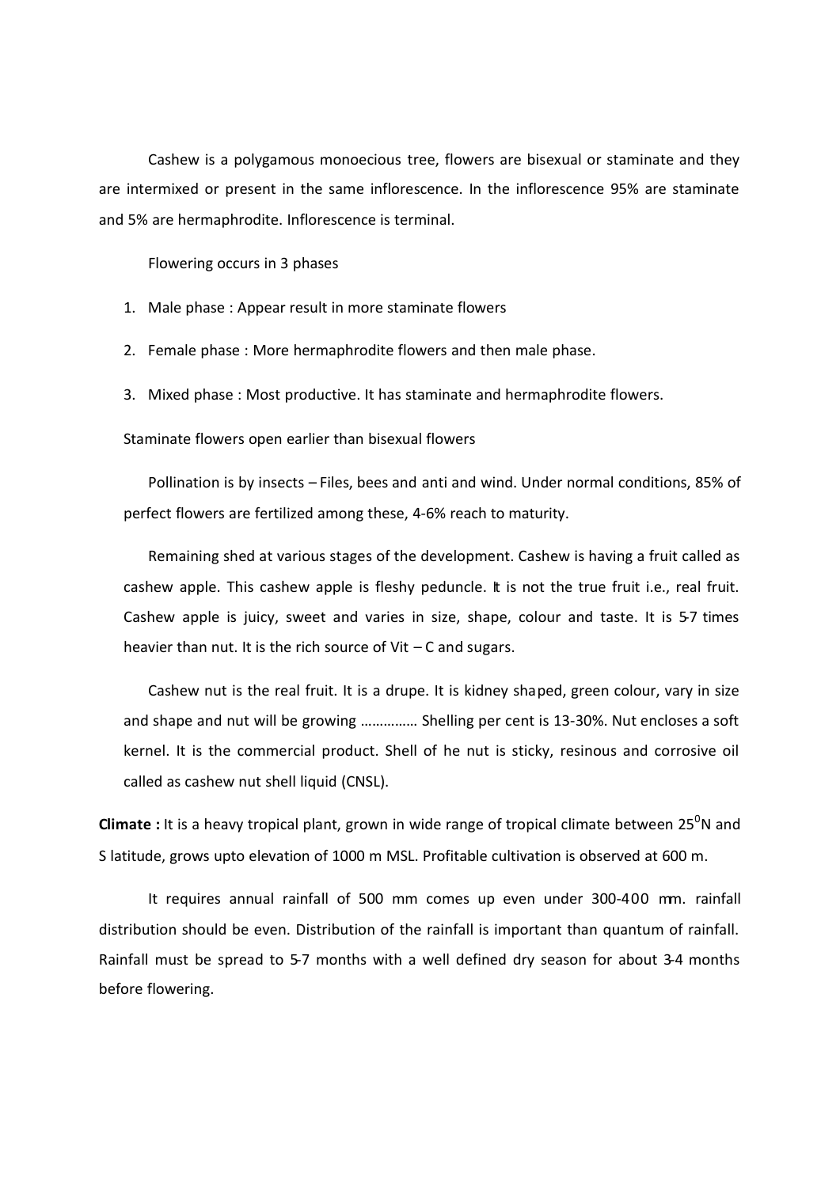Cashew is a polygamous monoecious tree, flowers are bisexual or staminate and they are intermixed or present in the same inflorescence. In the inflorescence 95% are staminate and 5% are hermaphrodite. Inflorescence is terminal.

Flowering occurs in 3 phases

1. Male phase : Appear result in more staminate flowers
2. Female phase : More hermaphrodite flowers and then male phase.
3. Mixed phase : Most productive. It has staminate and hermaphrodite flowers.

Staminate flowers open earlier than bisexual flowers

Pollination is by insects – Files, bees and anti and wind. Under normal conditions, 85% of perfect flowers are fertilized among these, 4-6% reach to maturity.

Remaining shed at various stages of the development. Cashew is having a fruit called as cashew apple. This cashew apple is fleshy peduncle. It is not the true fruit i.e., real fruit. Cashew apple is juicy, sweet and varies in size, shape, colour and taste. It is 5-7 times heavier than nut. It is the rich source of Vit – C and sugars.

Cashew nut is the real fruit. It is a drupe. It is kidney shaped, green colour, vary in size and shape and nut will be growing ………….. Shelling per cent is 13-30%. Nut encloses a soft kernel. It is the commercial product. Shell of he nut is sticky, resinous and corrosive oil called as cashew nut shell liquid (CNSL).

**Climate :** It is a heavy tropical plant, grown in wide range of tropical climate between $25^0$N and S latitude, grows upto elevation of 1000 m MSL. Profitable cultivation is observed at 600 m.

It requires annual rainfall of 500 mm comes up even under 300-400 mm. rainfall distribution should be even. Distribution of the rainfall is important than quantum of rainfall. Rainfall must be spread to 5-7 months with a well defined dry season for about 3-4 months before flowering.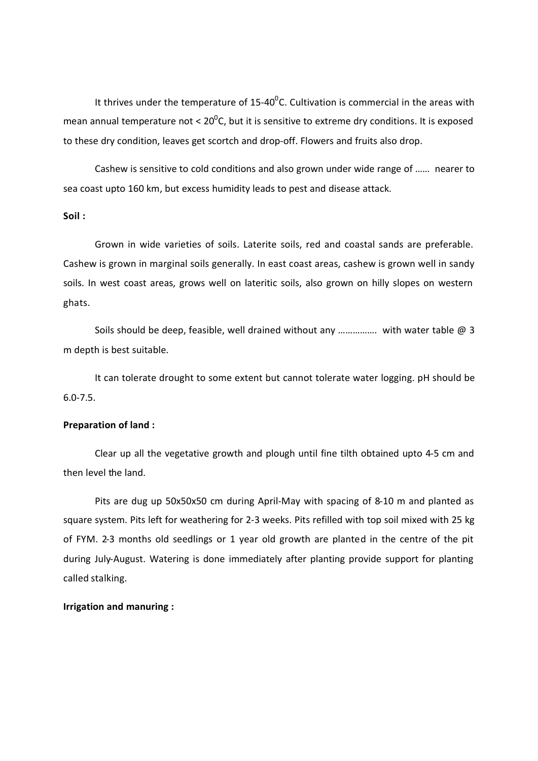It thrives under the temperature of 15-40$^0$C. Cultivation is commercial in the areas with mean annual temperature not < 20$^0$C, but it is sensitive to extreme dry conditions. It is exposed to these dry condition, leaves get scortch and drop-off. Flowers and fruits also drop.

Cashew is sensitive to cold conditions and also grown under wide range of …… nearer to sea coast upto 160 km, but excess humidity leads to pest and disease attack.

**Soil :**

Grown in wide varieties of soils. Laterite soils, red and coastal sands are preferable. Cashew is grown in marginal soils generally. In east coast areas, cashew is grown well in sandy soils. In west coast areas, grows well on lateritic soils, also grown on hilly slopes on western ghats.

Soils should be deep, feasible, well drained without any ……………. with water table @ 3 m depth is best suitable.

It can tolerate drought to some extent but cannot tolerate water logging. pH should be 6.0-7.5.

**Preparation of land :**

Clear up all the vegetative growth and plough until fine tilth obtained upto 4-5 cm and then level the land.

Pits are dug up 50x50x50 cm during April-May with spacing of 8-10 m and planted as square system. Pits left for weathering for 2-3 weeks. Pits refilled with top soil mixed with 25 kg of FYM. 2-3 months old seedlings or 1 year old growth are planted in the centre of the pit during July-August. Watering is done immediately after planting provide support for planting called stalking.

**Irrigation and manuring :**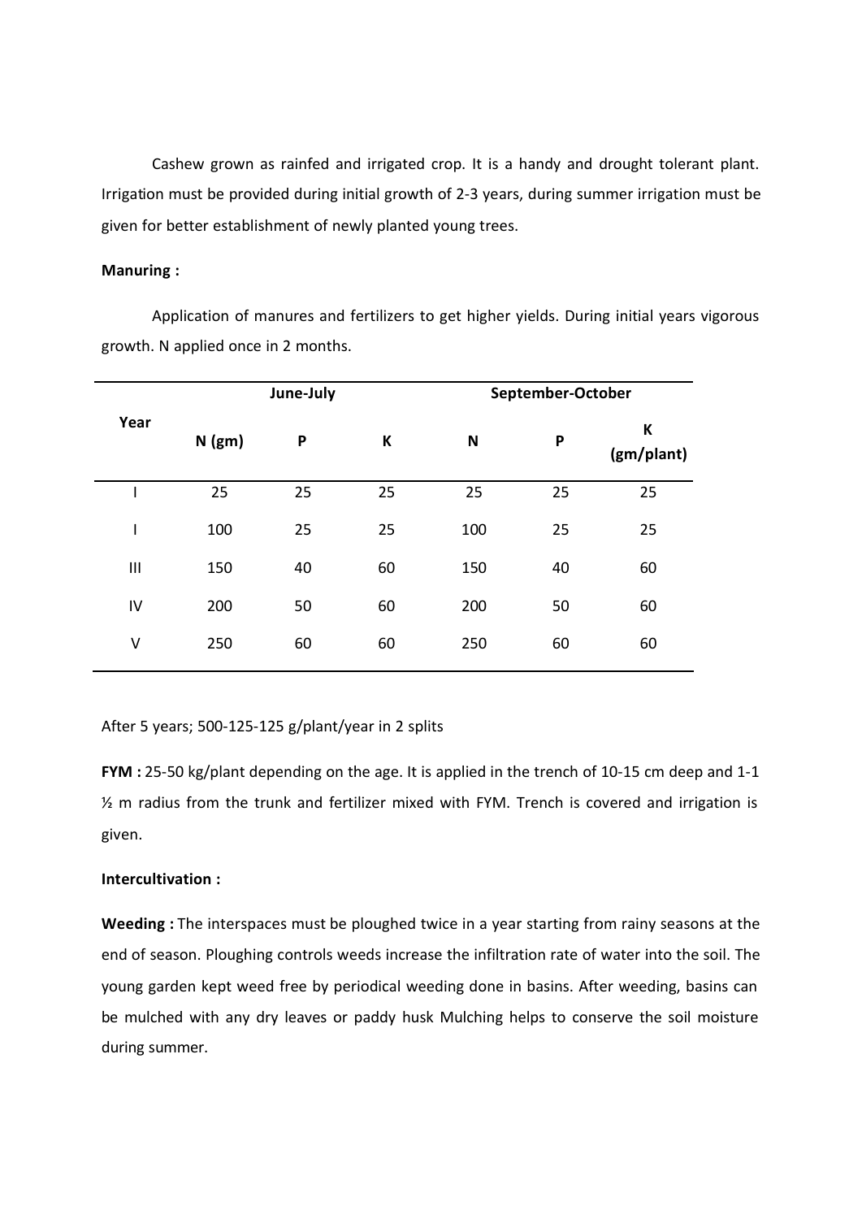Cashew grown as rainfed and irrigated crop. It is a handy and drought tolerant plant. Irrigation must be provided during initial growth of 2-3 years, during summer irrigation must be given for better establishment of newly planted young trees.

**Manuring :**

Application of manures and fertilizers to get higher yields. During initial years vigorous growth. N applied once in 2 months.

| Year | June-July | | | September-October | | |
|---|---|---|---|---|---|---|
| | N (gm) | P | K | N | P | K (gm/plant) |
| I | 25 | 25 | 25 | 25 | 25 | 25 |
| I | 100 | 25 | 25 | 100 | 25 | 25 |
| III | 150 | 40 | 60 | 150 | 40 | 60 |
| IV | 200 | 50 | 60 | 200 | 50 | 60 |
| V | 250 | 60 | 60 | 250 | 60 | 60 |

After 5 years; 500-125-125 g/plant/year in 2 splits

**FYM :** 25-50 kg/plant depending on the age. It is applied in the trench of 10-15 cm deep and 1-1 ½ m radius from the trunk and fertilizer mixed with FYM. Trench is covered and irrigation is given.

**Intercultivation :**

**Weeding :** The interspaces must be ploughed twice in a year starting from rainy seasons at the end of season. Ploughing controls weeds increase the infiltration rate of water into the soil. The young garden kept weed free by periodical weeding done in basins. After weeding, basins can be mulched with any dry leaves or paddy husk Mulching helps to conserve the soil moisture during summer.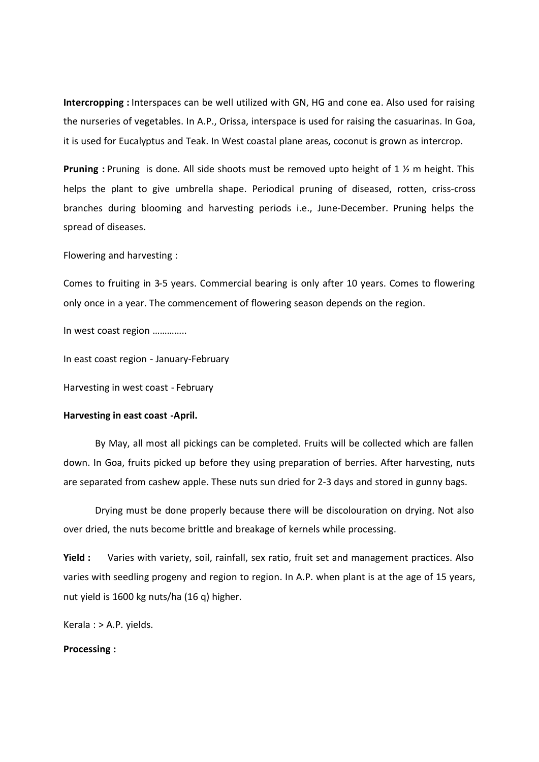**Intercropping :** Interspaces can be well utilized with GN, HG and cone ea. Also used for raising the nurseries of vegetables. In A.P., Orissa, interspace is used for raising the casuarinas. In Goa, it is used for Eucalyptus and Teak. In West coastal plane areas, coconut is grown as intercrop.

**Pruning :** Pruning is done. All side shoots must be removed upto height of 1 ½ m height. This helps the plant to give umbrella shape. Periodical pruning of diseased, rotten, criss-cross branches during blooming and harvesting periods i.e., June-December. Pruning helps the spread of diseases.

Flowering and harvesting :

Comes to fruiting in 3-5 years. Commercial bearing is only after 10 years. Comes to flowering only once in a year. The commencement of flowering season depends on the region.

In west coast region …………..

In east coast region - January-February

Harvesting in west coast - February

**Harvesting in east coast -April.**

By May, all most all pickings can be completed. Fruits will be collected which are fallen down. In Goa, fruits picked up before they using preparation of berries. After harvesting, nuts are separated from cashew apple. These nuts sun dried for 2-3 days and stored in gunny bags.

Drying must be done properly because there will be discolouration on drying. Not also over dried, the nuts become brittle and breakage of kernels while processing.

**Yield :** Varies with variety, soil, rainfall, sex ratio, fruit set and management practices. Also varies with seedling progeny and region to region. In A.P. when plant is at the age of 15 years, nut yield is 1600 kg nuts/ha (16 q) higher.

Kerala : > A.P. yields.

**Processing :**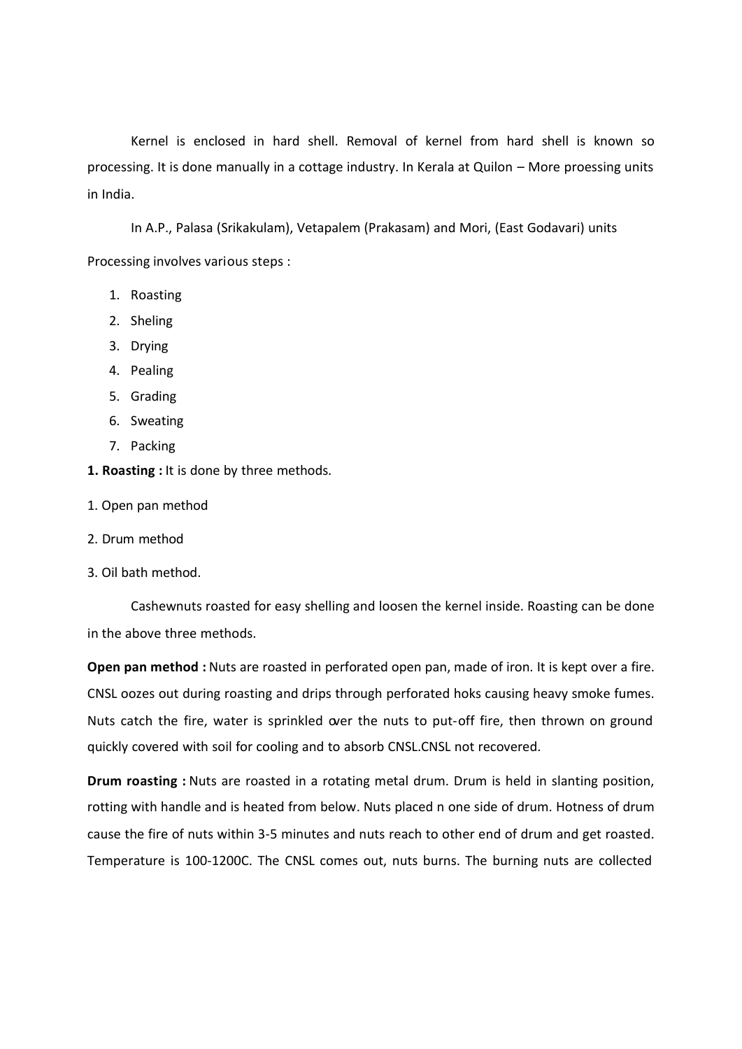Kernel is enclosed in hard shell. Removal of kernel from hard shell is known so processing. It is done manually in a cottage industry. In Kerala at Quilon – More proessing units in India.

In A.P., Palasa (Srikakulam), Vetapalem (Prakasam) and Mori, (East Godavari) units

Processing involves various steps :

1. Roasting
2. Sheling
3. Drying
4. Pealing
5. Grading
6. Sweating
7. Packing

**1. Roasting :** It is done by three methods.

1. Open pan method

2. Drum method

3. Oil bath method.

Cashewnuts roasted for easy shelling and loosen the kernel inside. Roasting can be done in the above three methods.

**Open pan method :** Nuts are roasted in perforated open pan, made of iron. It is kept over a fire. CNSL oozes out during roasting and drips through perforated hoks causing heavy smoke fumes. Nuts catch the fire, water is sprinkled over the nuts to put-off fire, then thrown on ground quickly covered with soil for cooling and to absorb CNSL.CNSL not recovered.

**Drum roasting :** Nuts are roasted in a rotating metal drum. Drum is held in slanting position, rotting with handle and is heated from below. Nuts placed n one side of drum. Hotness of drum cause the fire of nuts within 3-5 minutes and nuts reach to other end of drum and get roasted. Temperature is 100-1200C. The CNSL comes out, nuts burns. The burning nuts are collected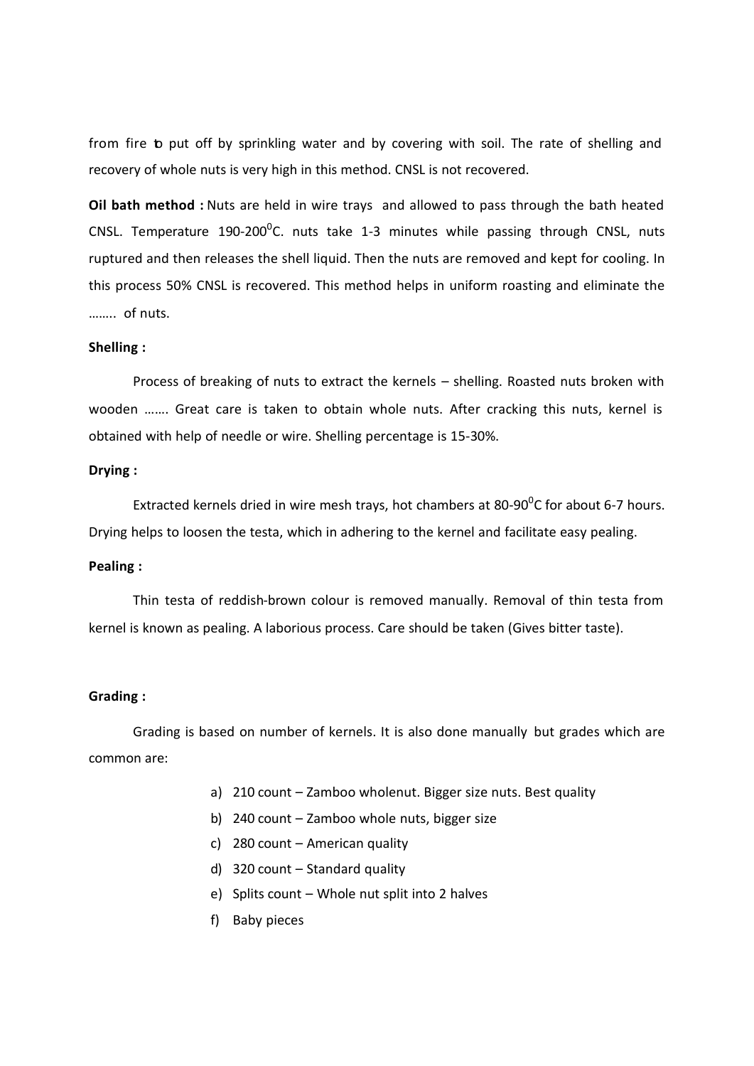from fire to put off by sprinkling water and by covering with soil. The rate of shelling and recovery of whole nuts is very high in this method. CNSL is not recovered.

**Oil bath method :** Nuts are held in wire trays and allowed to pass through the bath heated CNSL. Temperature 190-200$^0$C. nuts take 1-3 minutes while passing through CNSL, nuts ruptured and then releases the shell liquid. Then the nuts are removed and kept for cooling. In this process 50% CNSL is recovered. This method helps in uniform roasting and eliminate the …….. of nuts.

**Shelling :**

Process of breaking of nuts to extract the kernels – shelling. Roasted nuts broken with wooden ……. Great care is taken to obtain whole nuts. After cracking this nuts, kernel is obtained with help of needle or wire. Shelling percentage is 15-30%.

**Drying :**

Extracted kernels dried in wire mesh trays, hot chambers at 80-90$^0$C for about 6-7 hours. Drying helps to loosen the testa, which in adhering to the kernel and facilitate easy pealing.

**Pealing :**

Thin testa of reddish-brown colour is removed manually. Removal of thin testa from kernel is known as pealing. A laborious process. Care should be taken (Gives bitter taste).

**Grading :**

Grading is based on number of kernels. It is also done manually but grades which are common are:

a) 210 count – Zamboo wholenut. Bigger size nuts. Best quality
b) 240 count – Zamboo whole nuts, bigger size
c) 280 count – American quality
d) 320 count – Standard quality
e) Splits count – Whole nut split into 2 halves
f) Baby pieces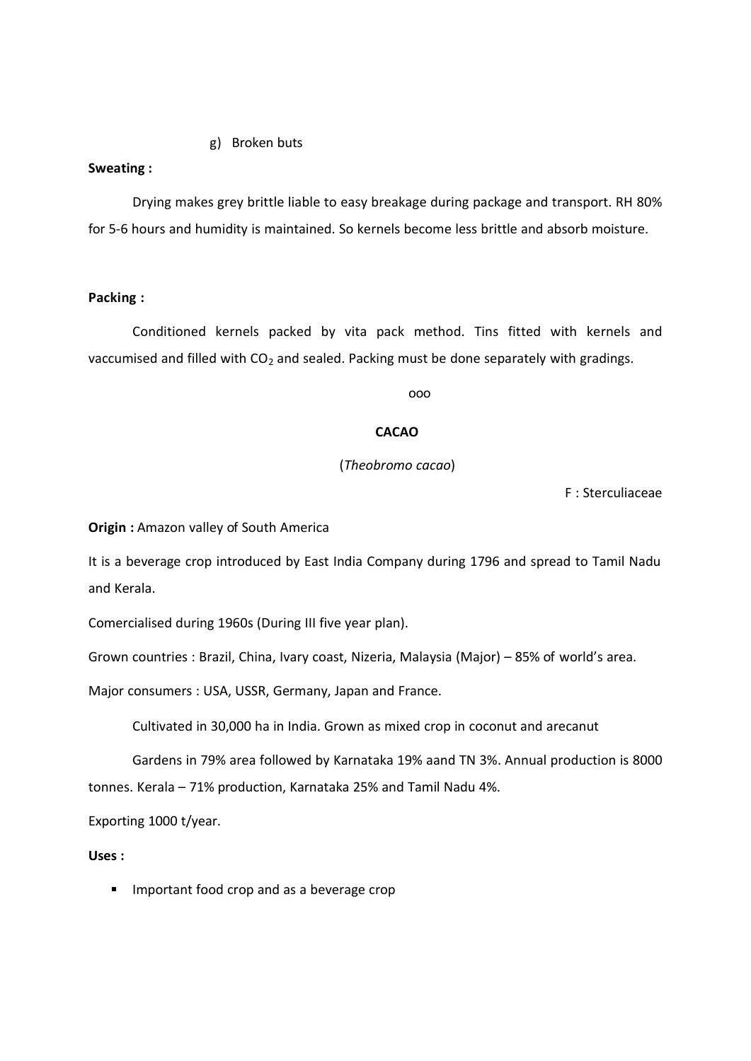g) Broken buts

**Sweating :**

Drying makes grey brittle liable to easy breakage during package and transport. RH 80% for 5-6 hours and humidity is maintained. So kernels become less brittle and absorb moisture.

**Packing :**

Conditioned kernels packed by vita pack method. Tins fitted with kernels and vaccumised and filled with $CO_2$ and sealed. Packing must be done separately with gradings.

ooo

**CACAO**

(*Theobromo cacao*)

F : Sterculiaceae

**Origin :** Amazon valley of South America

It is a beverage crop introduced by East India Company during 1796 and spread to Tamil Nadu and Kerala.

Comercialised during 1960s (During III five year plan).

Grown countries : Brazil, China, Ivary coast, Nizeria, Malaysia (Major) – 85% of world's area.

Major consumers : USA, USSR, Germany, Japan and France.

Cultivated in 30,000 ha in India. Grown as mixed crop in coconut and arecanut

Gardens in 79% area followed by Karnataka 19% aand TN 3%. Annual production is 8000 tonnes. Kerala – 71% production, Karnataka 25% and Tamil Nadu 4%.

Exporting 1000 t/year.

**Uses :**

- Important food crop and as a beverage crop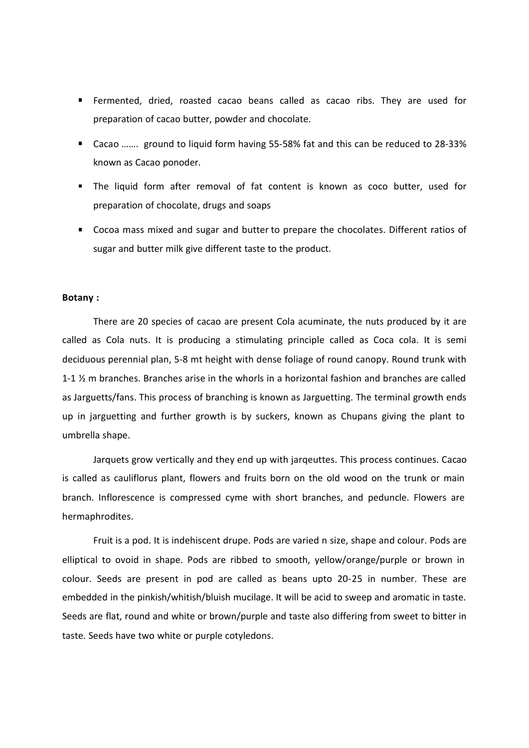- Fermented, dried, roasted cacao beans called as cacao ribs. They are used for preparation of cacao butter, powder and chocolate.
- Cacao ……. ground to liquid form having 55-58% fat and this can be reduced to 28-33% known as Cacao ponoder.
- The liquid form after removal of fat content is known as coco butter, used for preparation of chocolate, drugs and soaps
- Cocoa mass mixed and sugar and butter to prepare the chocolates. Different ratios of sugar and butter milk give different taste to the product.

**Botany :**

There are 20 species of cacao are present Cola acuminate, the nuts produced by it are called as Cola nuts. It is producing a stimulating principle called as Coca cola. It is semi deciduous perennial plan, 5-8 mt height with dense foliage of round canopy. Round trunk with 1-1 ½ m branches. Branches arise in the whorls in a horizontal fashion and branches are called as Jarguetts/fans. This process of branching is known as Jarguetting. The terminal growth ends up in jarguetting and further growth is by suckers, known as Chupans giving the plant to umbrella shape.

Jarquets grow vertically and they end up with jarqeuttes. This process continues. Cacao is called as cauliflorus plant, flowers and fruits born on the old wood on the trunk or main branch. Inflorescence is compressed cyme with short branches, and peduncle. Flowers are hermaphrodites.

Fruit is a pod. It is indehiscent drupe. Pods are varied n size, shape and colour. Pods are elliptical to ovoid in shape. Pods are ribbed to smooth, yellow/orange/purple or brown in colour. Seeds are present in pod are called as beans upto 20-25 in number. These are embedded in the pinkish/whitish/bluish mucilage. It will be acid to sweep and aromatic in taste. Seeds are flat, round and white or brown/purple and taste also differing from sweet to bitter in taste. Seeds have two white or purple cotyledons.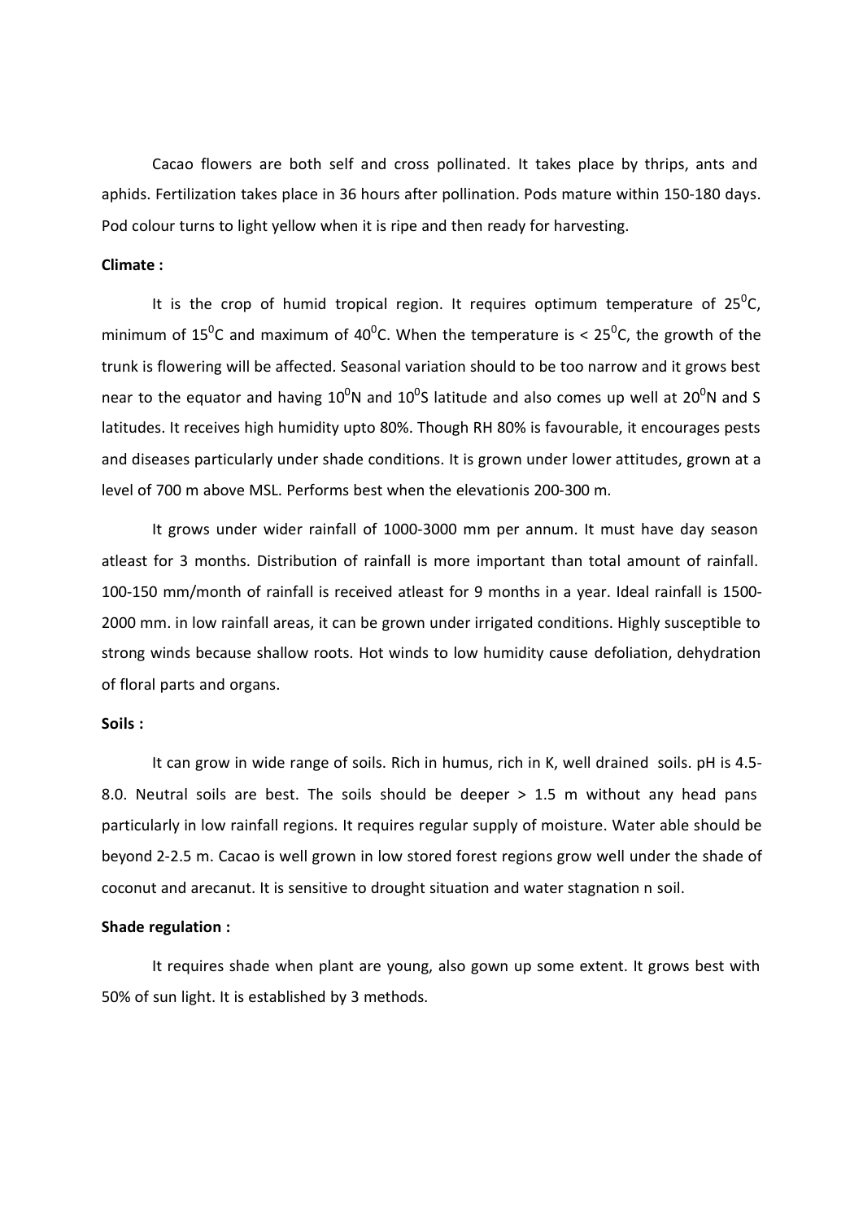Cacao flowers are both self and cross pollinated. It takes place by thrips, ants and aphids. Fertilization takes place in 36 hours after pollination. Pods mature within 150-180 days. Pod colour turns to light yellow when it is ripe and then ready for harvesting.

**Climate :**

It is the crop of humid tropical region. It requires optimum temperature of $25^0$C, minimum of $15^0$C and maximum of $40^0$C. When the temperature is < $25^0$C, the growth of the trunk is flowering will be affected. Seasonal variation should to be too narrow and it grows best near to the equator and having $10^0$N and $10^0$S latitude and also comes up well at $20^0$N and S latitudes. It receives high humidity upto 80%. Though RH 80% is favourable, it encourages pests and diseases particularly under shade conditions. It is grown under lower attitudes, grown at a level of 700 m above MSL. Performs best when the elevationis 200-300 m.

It grows under wider rainfall of 1000-3000 mm per annum. It must have day season atleast for 3 months. Distribution of rainfall is more important than total amount of rainfall. 100-150 mm/month of rainfall is received atleast for 9 months in a year. Ideal rainfall is 1500-2000 mm. in low rainfall areas, it can be grown under irrigated conditions. Highly susceptible to strong winds because shallow roots. Hot winds to low humidity cause defoliation, dehydration of floral parts and organs.

**Soils :**

It can grow in wide range of soils. Rich in humus, rich in K, well drained soils. pH is 4.5-8.0. Neutral soils are best. The soils should be deeper > 1.5 m without any head pans particularly in low rainfall regions. It requires regular supply of moisture. Water able should be beyond 2-2.5 m. Cacao is well grown in low stored forest regions grow well under the shade of coconut and arecanut. It is sensitive to drought situation and water stagnation n soil.

**Shade regulation :**

It requires shade when plant are young, also gown up some extent. It grows best with 50% of sun light. It is established by 3 methods.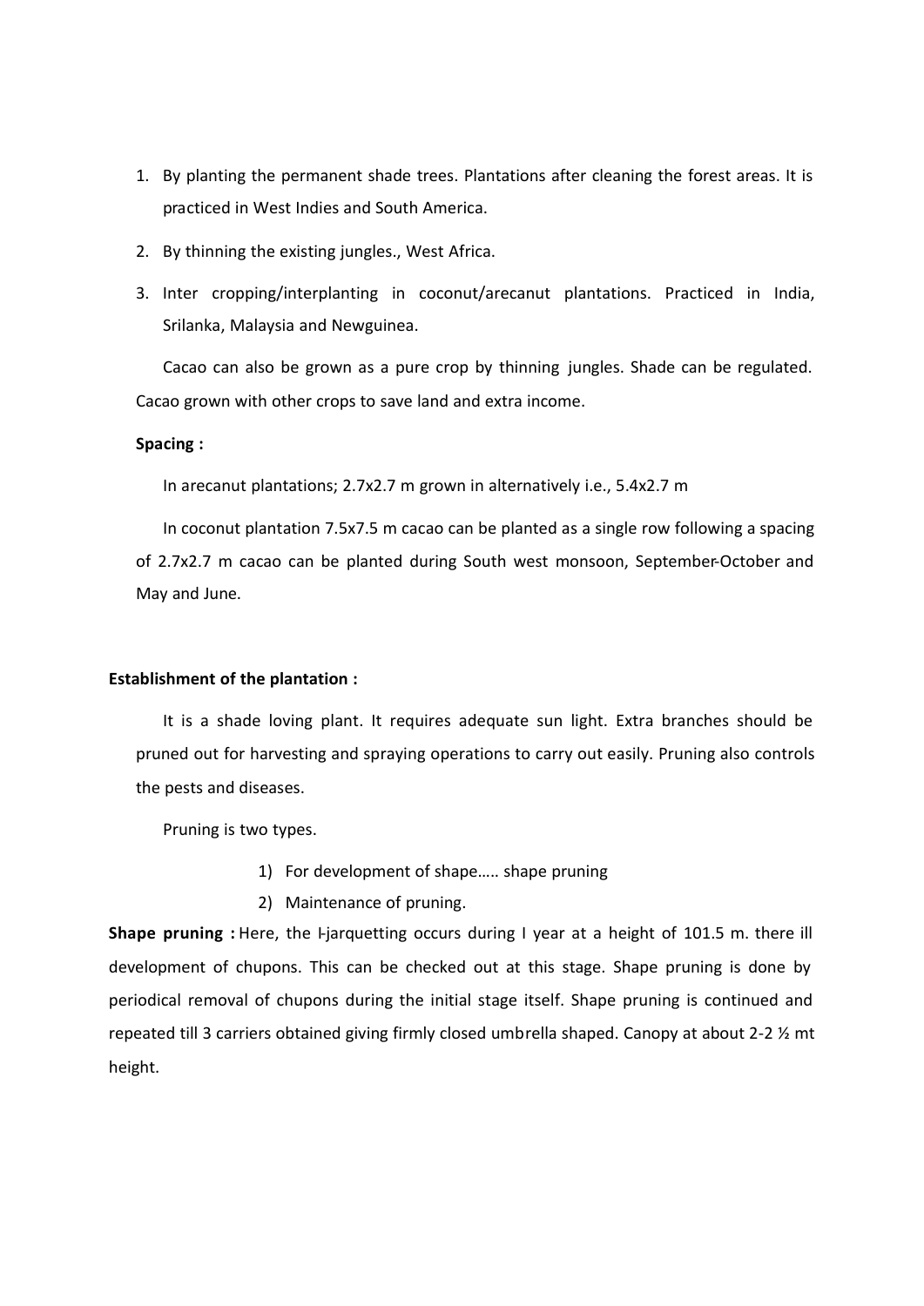1. By planting the permanent shade trees. Plantations after cleaning the forest areas. It is practiced in West Indies and South America.
2. By thinning the existing jungles., West Africa.
3. Inter cropping/interplanting in coconut/arecanut plantations. Practiced in India, Srilanka, Malaysia and Newguinea.

Cacao can also be grown as a pure crop by thinning jungles. Shade can be regulated. Cacao grown with other crops to save land and extra income.

**Spacing :**

In arecanut plantations; 2.7x2.7 m grown in alternatively i.e., 5.4x2.7 m

In coconut plantation 7.5x7.5 m cacao can be planted as a single row following a spacing of 2.7x2.7 m cacao can be planted during South west monsoon, September-October and May and June.

**Establishment of the plantation :**

It is a shade loving plant. It requires adequate sun light. Extra branches should be pruned out for harvesting and spraying operations to carry out easily. Pruning also controls the pests and diseases.

Pruning is two types.

1) For development of shape….. shape pruning
2) Maintenance of pruning.

**Shape pruning :** Here, the I-jarquetting occurs during I year at a height of 101.5 m. there ill development of chupons. This can be checked out at this stage. Shape pruning is done by periodical removal of chupons during the initial stage itself. Shape pruning is continued and repeated till 3 carriers obtained giving firmly closed umbrella shaped. Canopy at about 2-2 ½ mt height.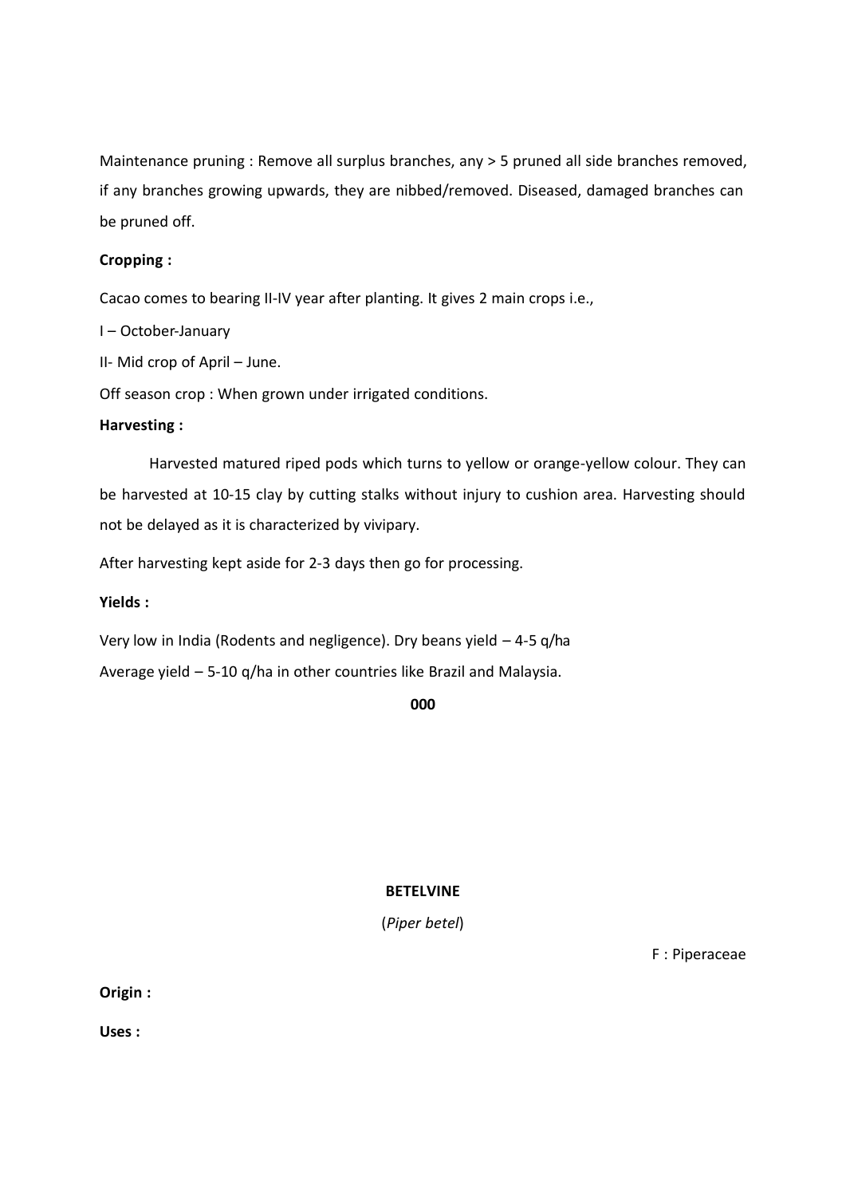Maintenance pruning : Remove all surplus branches, any > 5 pruned all side branches removed, if any branches growing upwards, they are nibbed/removed. Diseased, damaged branches can be pruned off.

**Cropping :**

Cacao comes to bearing II-IV year after planting. It gives 2 main crops i.e.,

I – October-January

II- Mid crop of April – June.

Off season crop : When grown under irrigated conditions.

**Harvesting :**

Harvested matured riped pods which turns to yellow or orange-yellow colour. They can be harvested at 10-15 clay by cutting stalks without injury to cushion area. Harvesting should not be delayed as it is characterized by vivipary.

After harvesting kept aside for 2-3 days then go for processing.

**Yields :**

Very low in India (Rodents and negligence). Dry beans yield – 4-5 q/ha

Average yield – 5-10 q/ha in other countries like Brazil and Malaysia.

**000**

## BETELVINE

(*Piper betel*)

F : Piperaceae

**Origin :**

**Uses :**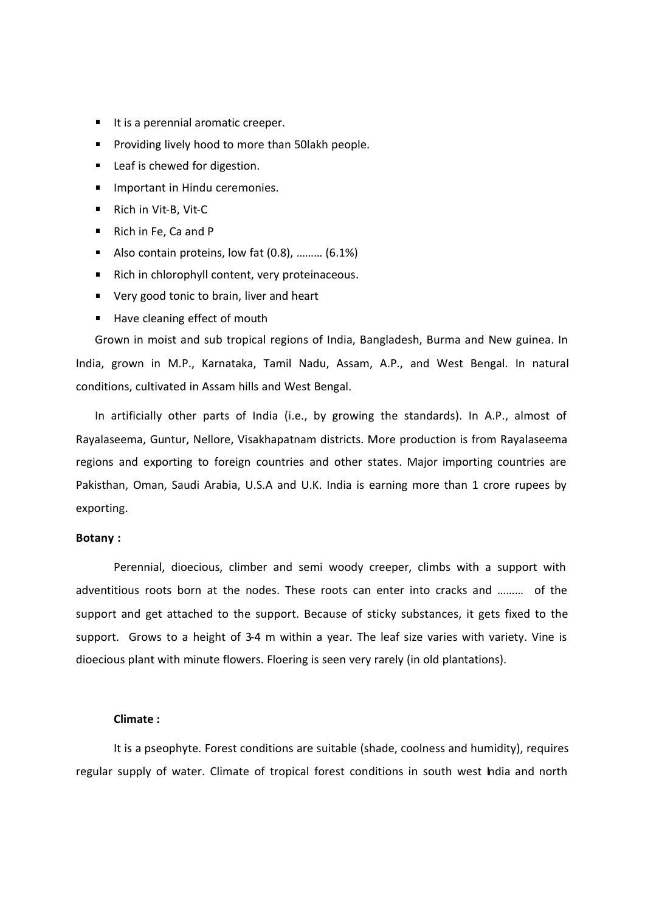- It is a perennial aromatic creeper.
- Providing lively hood to more than 50lakh people.
- Leaf is chewed for digestion.
- Important in Hindu ceremonies.
- Rich in Vit-B, Vit-C
- Rich in Fe, Ca and P
- Also contain proteins, low fat (0.8), ……… (6.1%)
- Rich in chlorophyll content, very proteinaceous.
- Very good tonic to brain, liver and heart
- Have cleaning effect of mouth

Grown in moist and sub tropical regions of India, Bangladesh, Burma and New guinea. In India, grown in M.P., Karnataka, Tamil Nadu, Assam, A.P., and West Bengal. In natural conditions, cultivated in Assam hills and West Bengal.

In artificially other parts of India (i.e., by growing the standards). In A.P., almost of Rayalaseema, Guntur, Nellore, Visakhapatnam districts. More production is from Rayalaseema regions and exporting to foreign countries and other states. Major importing countries are Pakisthan, Oman, Saudi Arabia, U.S.A and U.K. India is earning more than 1 crore rupees by exporting.

**Botany :**

Perennial, dioecious, climber and semi woody creeper, climbs with a support with adventitious roots born at the nodes. These roots can enter into cracks and ……… of the support and get attached to the support. Because of sticky substances, it gets fixed to the support. Grows to a height of 3-4 m within a year. The leaf size varies with variety. Vine is dioecious plant with minute flowers. Floering is seen very rarely (in old plantations).

**Climate :**

It is a pseophyte. Forest conditions are suitable (shade, coolness and humidity), requires regular supply of water. Climate of tropical forest conditions in south west India and north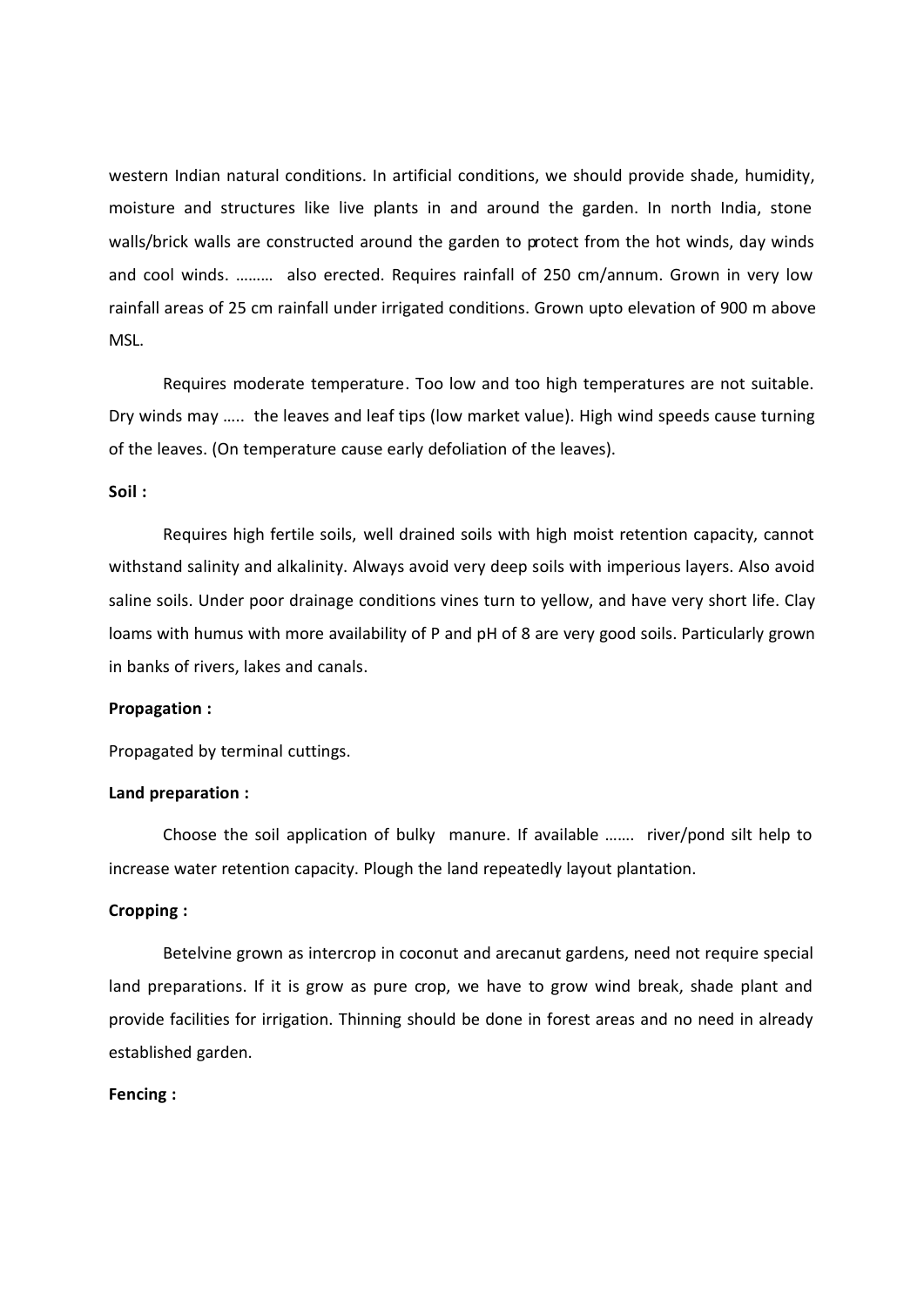western Indian natural conditions. In artificial conditions, we should provide shade, humidity, moisture and structures like live plants in and around the garden. In north India, stone walls/brick walls are constructed around the garden to protect from the hot winds, day winds and cool winds. ……… also erected. Requires rainfall of 250 cm/annum. Grown in very low rainfall areas of 25 cm rainfall under irrigated conditions. Grown upto elevation of 900 m above MSL.

Requires moderate temperature. Too low and too high temperatures are not suitable. Dry winds may ….. the leaves and leaf tips (low market value). High wind speeds cause turning of the leaves. (On temperature cause early defoliation of the leaves).

**Soil :**

Requires high fertile soils, well drained soils with high moist retention capacity, cannot withstand salinity and alkalinity. Always avoid very deep soils with imperious layers. Also avoid saline soils. Under poor drainage conditions vines turn to yellow, and have very short life. Clay loams with humus with more availability of P and pH of 8 are very good soils. Particularly grown in banks of rivers, lakes and canals.

**Propagation :**

Propagated by terminal cuttings.

**Land preparation :**

Choose the soil application of bulky manure. If available ……. river/pond silt help to increase water retention capacity. Plough the land repeatedly layout plantation.

**Cropping :**

Betelvine grown as intercrop in coconut and arecanut gardens, need not require special land preparations. If it is grow as pure crop, we have to grow wind break, shade plant and provide facilities for irrigation. Thinning should be done in forest areas and no need in already established garden.

**Fencing :**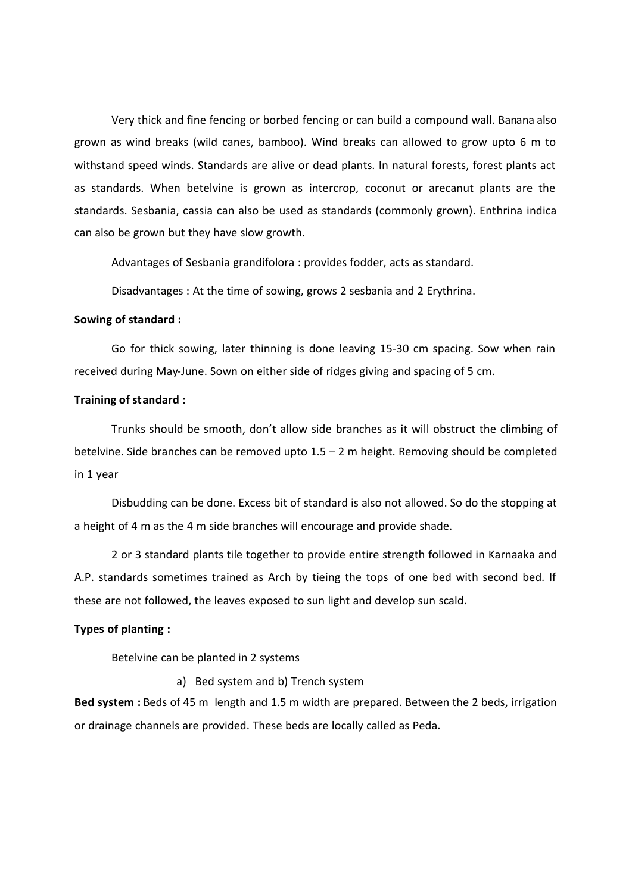Very thick and fine fencing or borbed fencing or can build a compound wall. Banana also grown as wind breaks (wild canes, bamboo). Wind breaks can allowed to grow upto 6 m to withstand speed winds. Standards are alive or dead plants. In natural forests, forest plants act as standards. When betelvine is grown as intercrop, coconut or arecanut plants are the standards. Sesbania, cassia can also be used as standards (commonly grown). Enthrina indica can also be grown but they have slow growth.

Advantages of Sesbania grandifolora : provides fodder, acts as standard.

Disadvantages : At the time of sowing, grows 2 sesbania and 2 Erythrina.

**Sowing of standard :**

Go for thick sowing, later thinning is done leaving 15-30 cm spacing. Sow when rain received during May-June. Sown on either side of ridges giving and spacing of 5 cm.

**Training of standard :**

Trunks should be smooth, don't allow side branches as it will obstruct the climbing of betelvine. Side branches can be removed upto 1.5 – 2 m height. Removing should be completed in 1 year

Disbudding can be done. Excess bit of standard is also not allowed. So do the stopping at a height of 4 m as the 4 m side branches will encourage and provide shade.

2 or 3 standard plants tile together to provide entire strength followed in Karnaaka and A.P. standards sometimes trained as Arch by tieing the tops of one bed with second bed. If these are not followed, the leaves exposed to sun light and develop sun scald.

**Types of planting :**

Betelvine can be planted in 2 systems

a) Bed system and b) Trench system

**Bed system :** Beds of 45 m length and 1.5 m width are prepared. Between the 2 beds, irrigation or drainage channels are provided. These beds are locally called as Peda.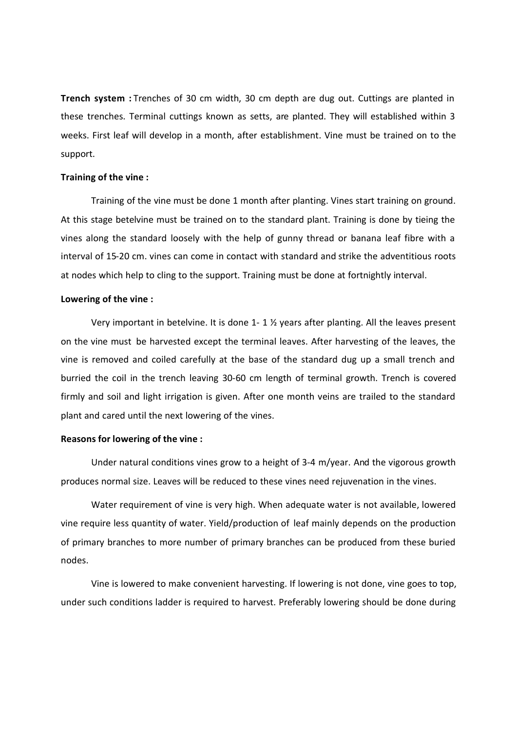**Trench system :** Trenches of 30 cm width, 30 cm depth are dug out. Cuttings are planted in these trenches. Terminal cuttings known as setts, are planted. They will established within 3 weeks. First leaf will develop in a month, after establishment. Vine must be trained on to the support.

**Training of the vine :**

Training of the vine must be done 1 month after planting. Vines start training on ground. At this stage betelvine must be trained on to the standard plant. Training is done by tieing the vines along the standard loosely with the help of gunny thread or banana leaf fibre with a interval of 15-20 cm. vines can come in contact with standard and strike the adventitious roots at nodes which help to cling to the support. Training must be done at fortnightly interval.

**Lowering of the vine :**

Very important in betelvine. It is done 1- 1 ½ years after planting. All the leaves present on the vine must be harvested except the terminal leaves. After harvesting of the leaves, the vine is removed and coiled carefully at the base of the standard dug up a small trench and burried the coil in the trench leaving 30-60 cm length of terminal growth. Trench is covered firmly and soil and light irrigation is given. After one month veins are trailed to the standard plant and cared until the next lowering of the vines.

**Reasons for lowering of the vine :**

Under natural conditions vines grow to a height of 3-4 m/year. And the vigorous growth produces normal size. Leaves will be reduced to these vines need rejuvenation in the vines.

Water requirement of vine is very high. When adequate water is not available, lowered vine require less quantity of water. Yield/production of leaf mainly depends on the production of primary branches to more number of primary branches can be produced from these buried nodes.

Vine is lowered to make convenient harvesting. If lowering is not done, vine goes to top, under such conditions ladder is required to harvest. Preferably lowering should be done during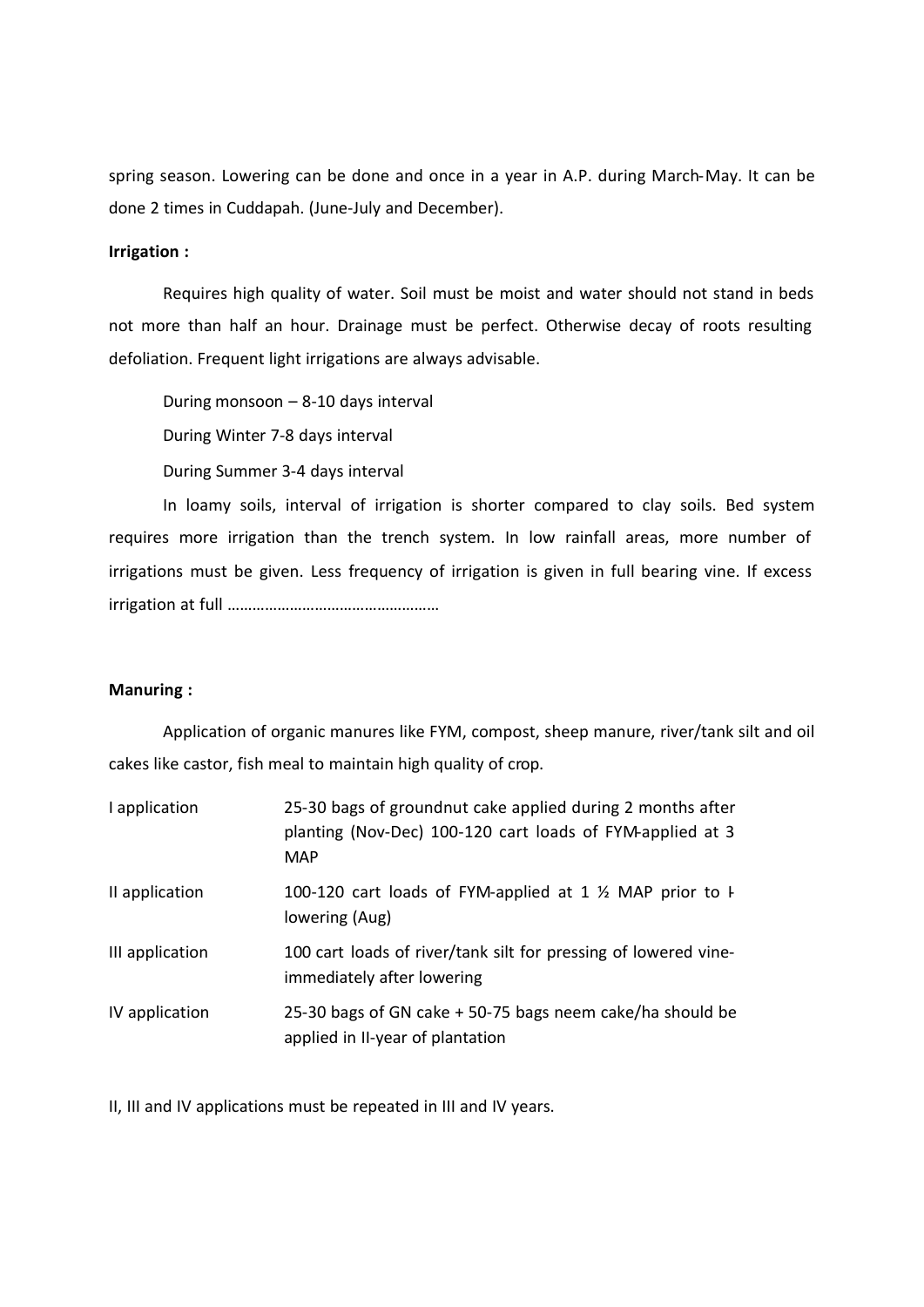spring season. Lowering can be done and once in a year in A.P. during March-May. It can be done 2 times in Cuddapah. (June-July and December).

**Irrigation :**

Requires high quality of water. Soil must be moist and water should not stand in beds not more than half an hour. Drainage must be perfect. Otherwise decay of roots resulting defoliation. Frequent light irrigations are always advisable.

During monsoon – 8-10 days interval

During Winter 7-8 days interval

During Summer 3-4 days interval

In loamy soils, interval of irrigation is shorter compared to clay soils. Bed system requires more irrigation than the trench system. In low rainfall areas, more number of irrigations must be given. Less frequency of irrigation is given in full bearing vine. If excess irrigation at full ……………………………………………

**Manuring :**

Application of organic manures like FYM, compost, sheep manure, river/tank silt and oil cakes like castor, fish meal to maintain high quality of crop.

| | |
|---|---|
| I application | 25-30 bags of groundnut cake applied during 2 months after planting (Nov-Dec) 100-120 cart loads of FYM-applied at 3 MAP |
| II application | 100-120 cart loads of FYM-applied at 1 ½ MAP prior to I lowering (Aug) |
| III application | 100 cart loads of river/tank silt for pressing of lowered vine-immediately after lowering |
| IV application | 25-30 bags of GN cake + 50-75 bags neem cake/ha should be applied in II-year of plantation |

II, III and IV applications must be repeated in III and IV years.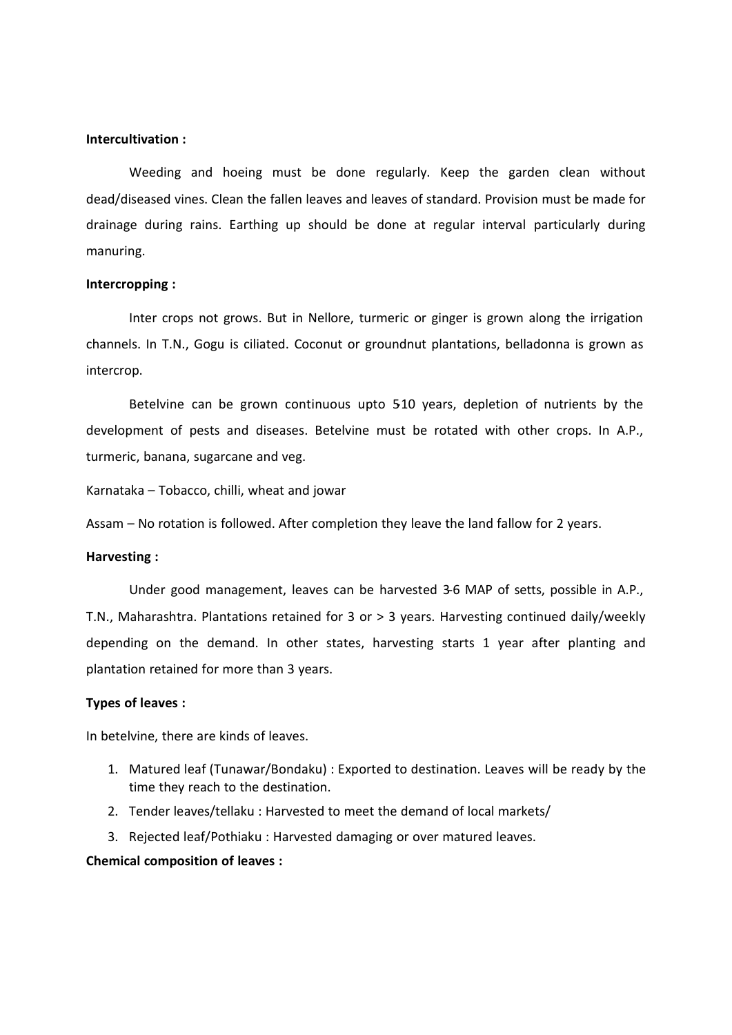**Intercultivation :**

Weeding and hoeing must be done regularly. Keep the garden clean without dead/diseased vines. Clean the fallen leaves and leaves of standard. Provision must be made for drainage during rains. Earthing up should be done at regular interval particularly during manuring.

**Intercropping :**

Inter crops not grows. But in Nellore, turmeric or ginger is grown along the irrigation channels. In T.N., Gogu is ciliated. Coconut or groundnut plantations, belladonna is grown as intercrop.

Betelvine can be grown continuous upto 5-10 years, depletion of nutrients by the development of pests and diseases. Betelvine must be rotated with other crops. In A.P., turmeric, banana, sugarcane and veg.

Karnataka – Tobacco, chilli, wheat and jowar

Assam – No rotation is followed. After completion they leave the land fallow for 2 years.

**Harvesting :**

Under good management, leaves can be harvested 3-6 MAP of setts, possible in A.P., T.N., Maharashtra. Plantations retained for 3 or > 3 years. Harvesting continued daily/weekly depending on the demand. In other states, harvesting starts 1 year after planting and plantation retained for more than 3 years.

**Types of leaves :**

In betelvine, there are kinds of leaves.

1. Matured leaf (Tunawar/Bondaku) : Exported to destination. Leaves will be ready by the time they reach to the destination.
2. Tender leaves/tellaku : Harvested to meet the demand of local markets/
3. Rejected leaf/Pothiaku : Harvested damaging or over matured leaves.

**Chemical composition of leaves :**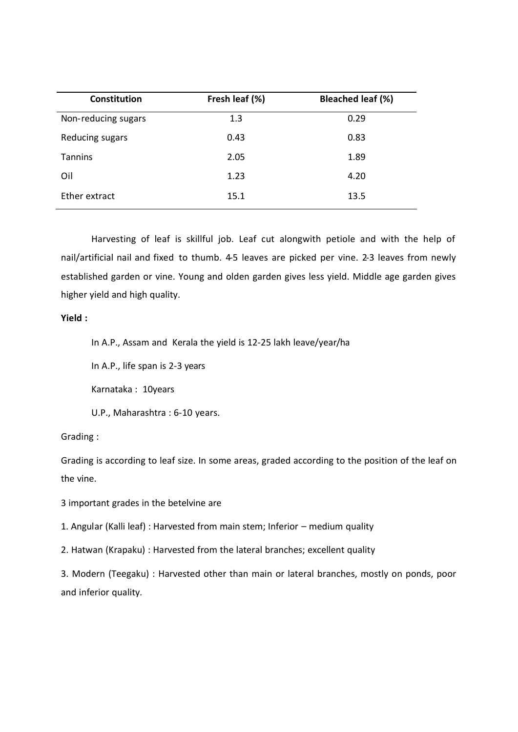| Constitution | Fresh leaf (%) | Bleached leaf (%) |
|---|---|---|
| Non-reducing sugars | 1.3 | 0.29 |
| Reducing sugars | 0.43 | 0.83 |
| Tannins | 2.05 | 1.89 |
| Oil | 1.23 | 4.20 |
| Ether extract | 15.1 | 13.5 |

Harvesting of leaf is skillful job. Leaf cut alongwith petiole and with the help of nail/artificial nail and fixed to thumb. 4-5 leaves are picked per vine. 2-3 leaves from newly established garden or vine. Young and olden garden gives less yield. Middle age garden gives higher yield and high quality.

**Yield :**

In A.P., Assam and Kerala the yield is 12-25 lakh leave/year/ha

In A.P., life span is 2-3 years

Karnataka : 10years

U.P., Maharashtra : 6-10 years.

Grading :

Grading is according to leaf size. In some areas, graded according to the position of the leaf on the vine.

3 important grades in the betelvine are

1. Angular (Kalli leaf) : Harvested from main stem; Inferior – medium quality
2. Hatwan (Krapaku) : Harvested from the lateral branches; excellent quality
3. Modern (Teegaku) : Harvested other than main or lateral branches, mostly on ponds, poor and inferior quality.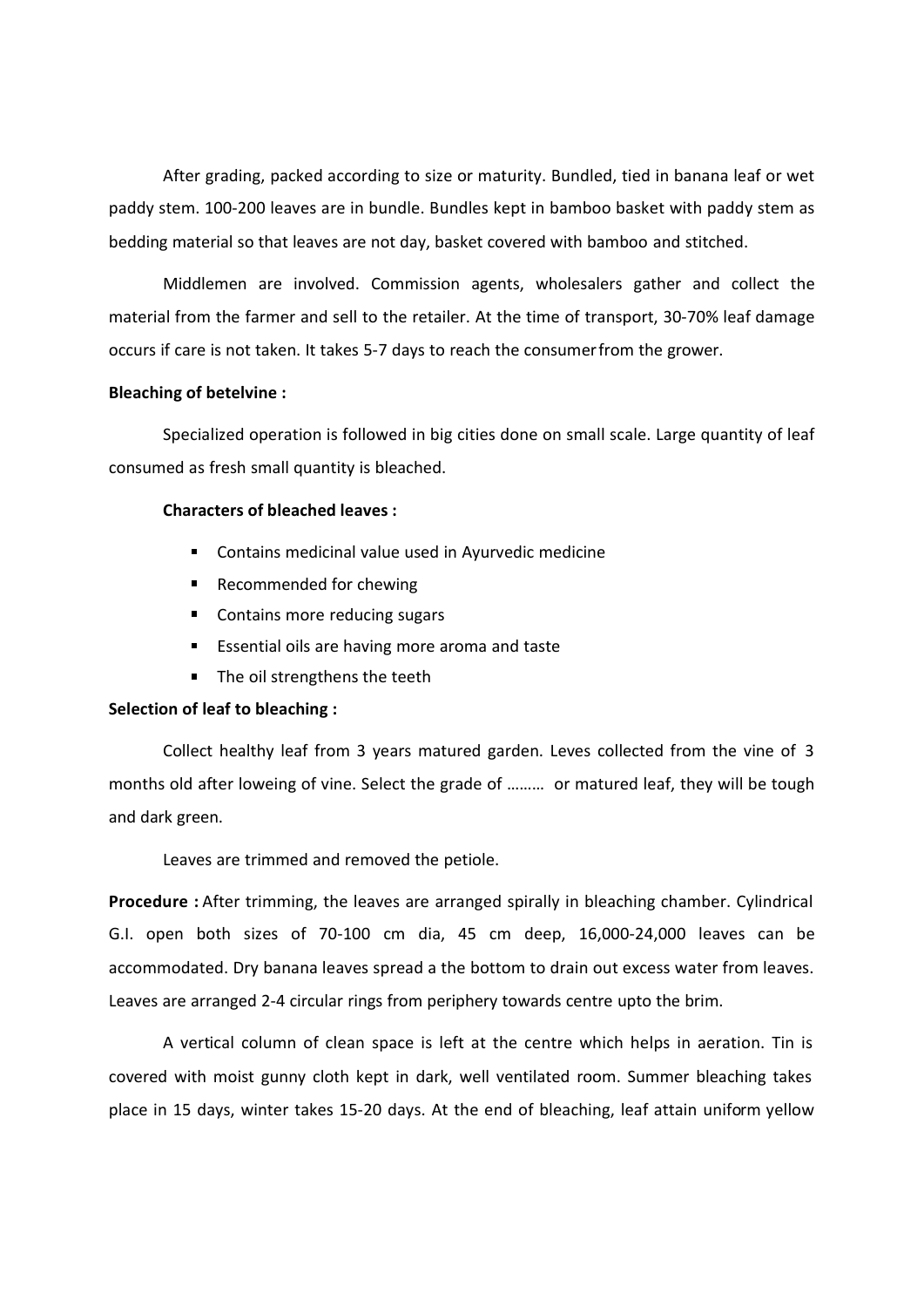After grading, packed according to size or maturity. Bundled, tied in banana leaf or wet paddy stem. 100-200 leaves are in bundle. Bundles kept in bamboo basket with paddy stem as bedding material so that leaves are not day, basket covered with bamboo and stitched.

Middlemen are involved. Commission agents, wholesalers gather and collect the material from the farmer and sell to the retailer. At the time of transport, 30-70% leaf damage occurs if care is not taken. It takes 5-7 days to reach the consumer from the grower.

**Bleaching of betelvine :**

Specialized operation is followed in big cities done on small scale. Large quantity of leaf consumed as fresh small quantity is bleached.

**Characters of bleached leaves :**

- Contains medicinal value used in Ayurvedic medicine
- Recommended for chewing
- Contains more reducing sugars
- Essential oils are having more aroma and taste
- The oil strengthens the teeth

**Selection of leaf to bleaching :**

Collect healthy leaf from 3 years matured garden. Leves collected from the vine of 3 months old after loweing of vine. Select the grade of ……… or matured leaf, they will be tough and dark green.

Leaves are trimmed and removed the petiole.

**Procedure :** After trimming, the leaves are arranged spirally in bleaching chamber. Cylindrical G.I. open both sizes of 70-100 cm dia, 45 cm deep, 16,000-24,000 leaves can be accommodated. Dry banana leaves spread a the bottom to drain out excess water from leaves. Leaves are arranged 2-4 circular rings from periphery towards centre upto the brim.

A vertical column of clean space is left at the centre which helps in aeration. Tin is covered with moist gunny cloth kept in dark, well ventilated room. Summer bleaching takes place in 15 days, winter takes 15-20 days. At the end of bleaching, leaf attain uniform yellow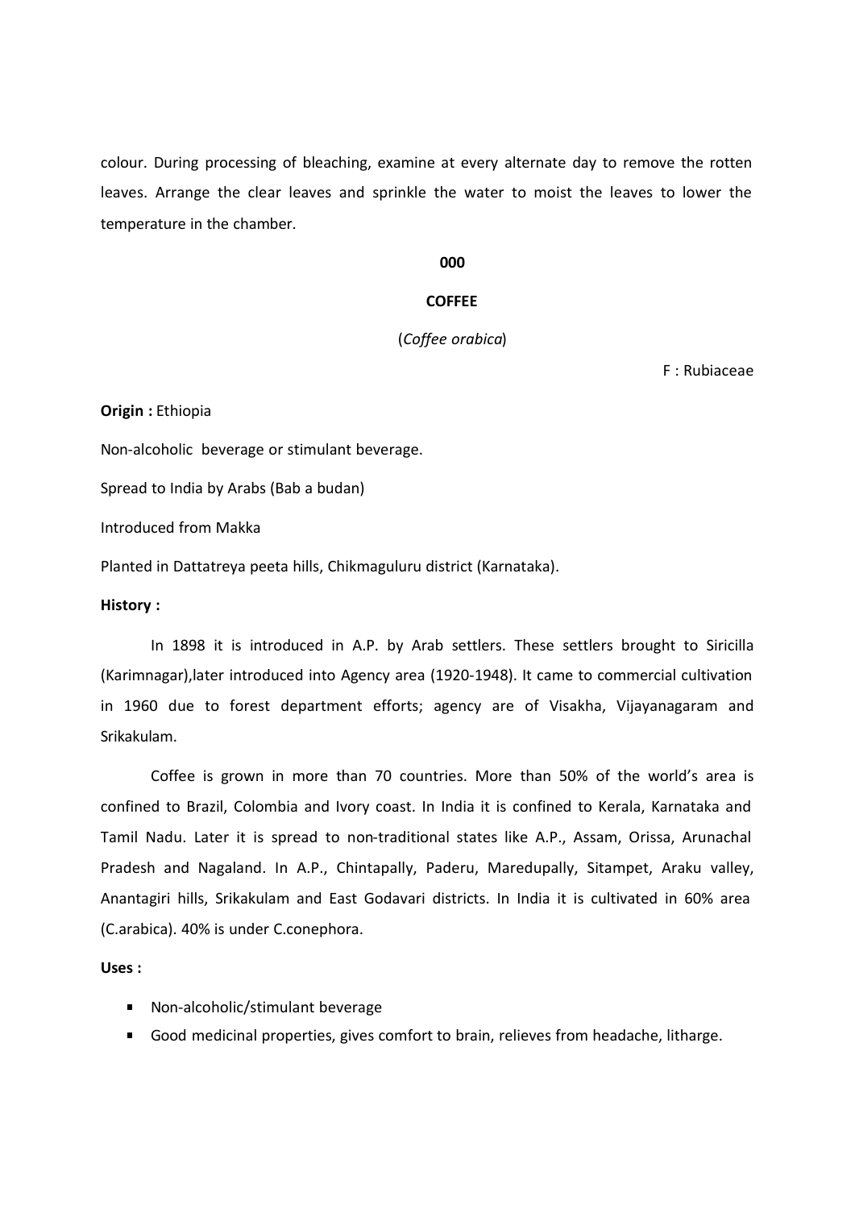colour. During processing of bleaching, examine at every alternate day to remove the rotten leaves. Arrange the clear leaves and sprinkle the water to moist the leaves to lower the temperature in the chamber.

**000**

## COFFEE

(*Coffee orabica*)

F : Rubiaceae

**Origin :** Ethiopia

Non-alcoholic beverage or stimulant beverage.

Spread to India by Arabs (Bab a budan)

Introduced from Makka

Planted in Dattatreya peeta hills, Chikmaguluru district (Karnataka).

**History :**

In 1898 it is introduced in A.P. by Arab settlers. These settlers brought to Siricilla (Karimnagar),later introduced into Agency area (1920-1948). It came to commercial cultivation in 1960 due to forest department efforts; agency are of Visakha, Vijayanagaram and Srikakulam.

Coffee is grown in more than 70 countries. More than 50% of the world's area is confined to Brazil, Colombia and Ivory coast. In India it is confined to Kerala, Karnataka and Tamil Nadu. Later it is spread to non-traditional states like A.P., Assam, Orissa, Arunachal Pradesh and Nagaland. In A.P., Chintapally, Paderu, Maredupally, Sitampet, Araku valley, Anantagiri hills, Srikakulam and East Godavari districts. In India it is cultivated in 60% area (C.arabica). 40% is under C.conephora.

**Uses :**

- Non-alcoholic/stimulant beverage
- Good medicinal properties, gives comfort to brain, relieves from headache, litharge.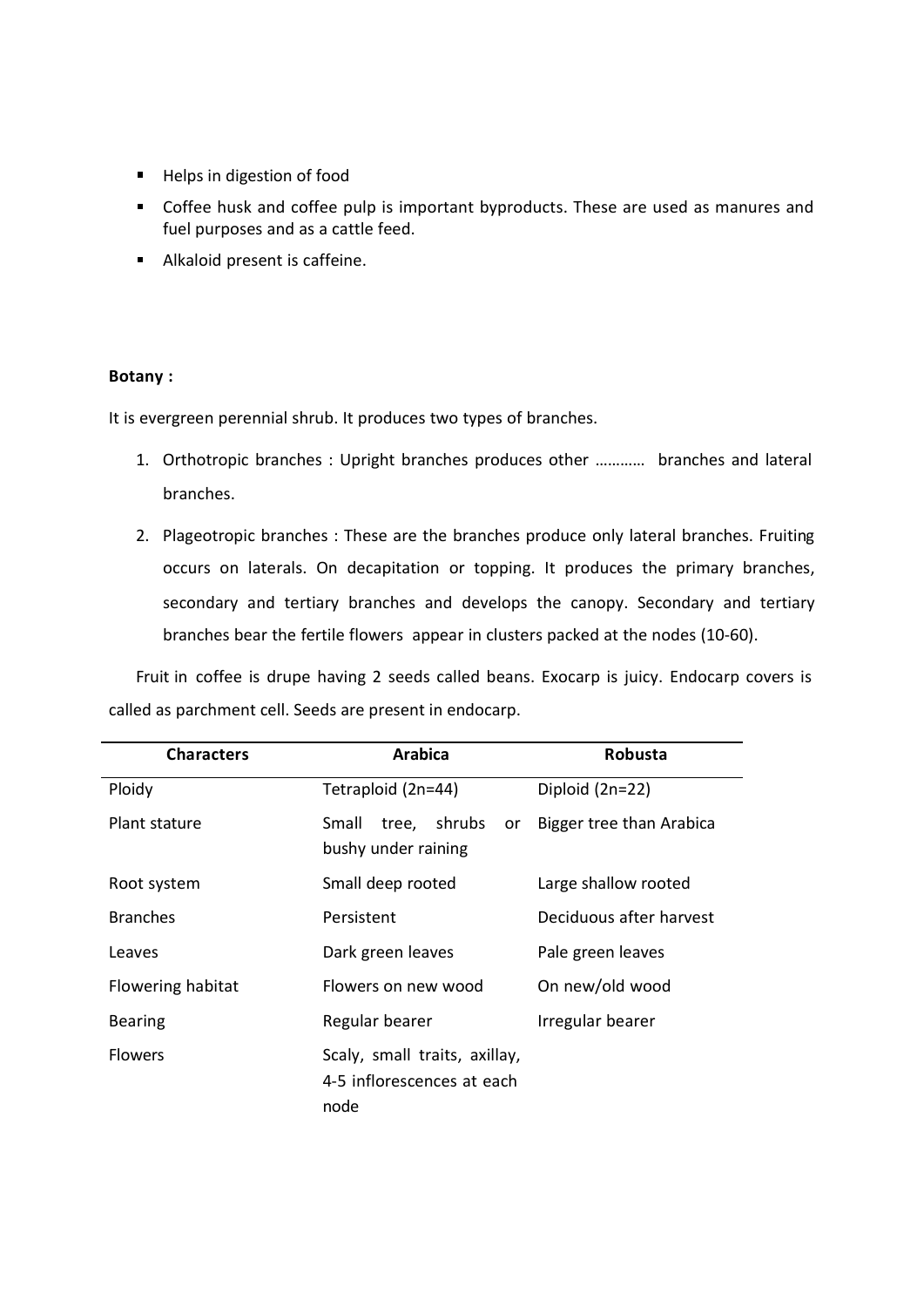- Helps in digestion of food
- Coffee husk and coffee pulp is important byproducts. These are used as manures and fuel purposes and as a cattle feed.
- Alkaloid present is caffeine.

**Botany :**

It is evergreen perennial shrub. It produces two types of branches.

1. Orthotropic branches : Upright branches produces other ………… branches and lateral branches.
2. Plageotropic branches : These are the branches produce only lateral branches. Fruiting occurs on laterals. On decapitation or topping. It produces the primary branches, secondary and tertiary branches and develops the canopy. Secondary and tertiary branches bear the fertile flowers appear in clusters packed at the nodes (10-60).

Fruit in coffee is drupe having 2 seeds called beans. Exocarp is juicy. Endocarp covers is called as parchment cell. Seeds are present in endocarp.

| Characters | Arabica | Robusta |
|---|---|---|
| Ploidy | Tetraploid (2n=44) | Diploid (2n=22) |
| Plant stature | Small tree, shrubs or bushy under raining | Bigger tree than Arabica |
| Root system | Small deep rooted | Large shallow rooted |
| Branches | Persistent | Deciduous after harvest |
| Leaves | Dark green leaves | Pale green leaves |
| Flowering habitat | Flowers on new wood | On new/old wood |
| Bearing | Regular bearer | Irregular bearer |
| Flowers | Scaly, small traits, axillay, 4-5 inflorescences at each node | |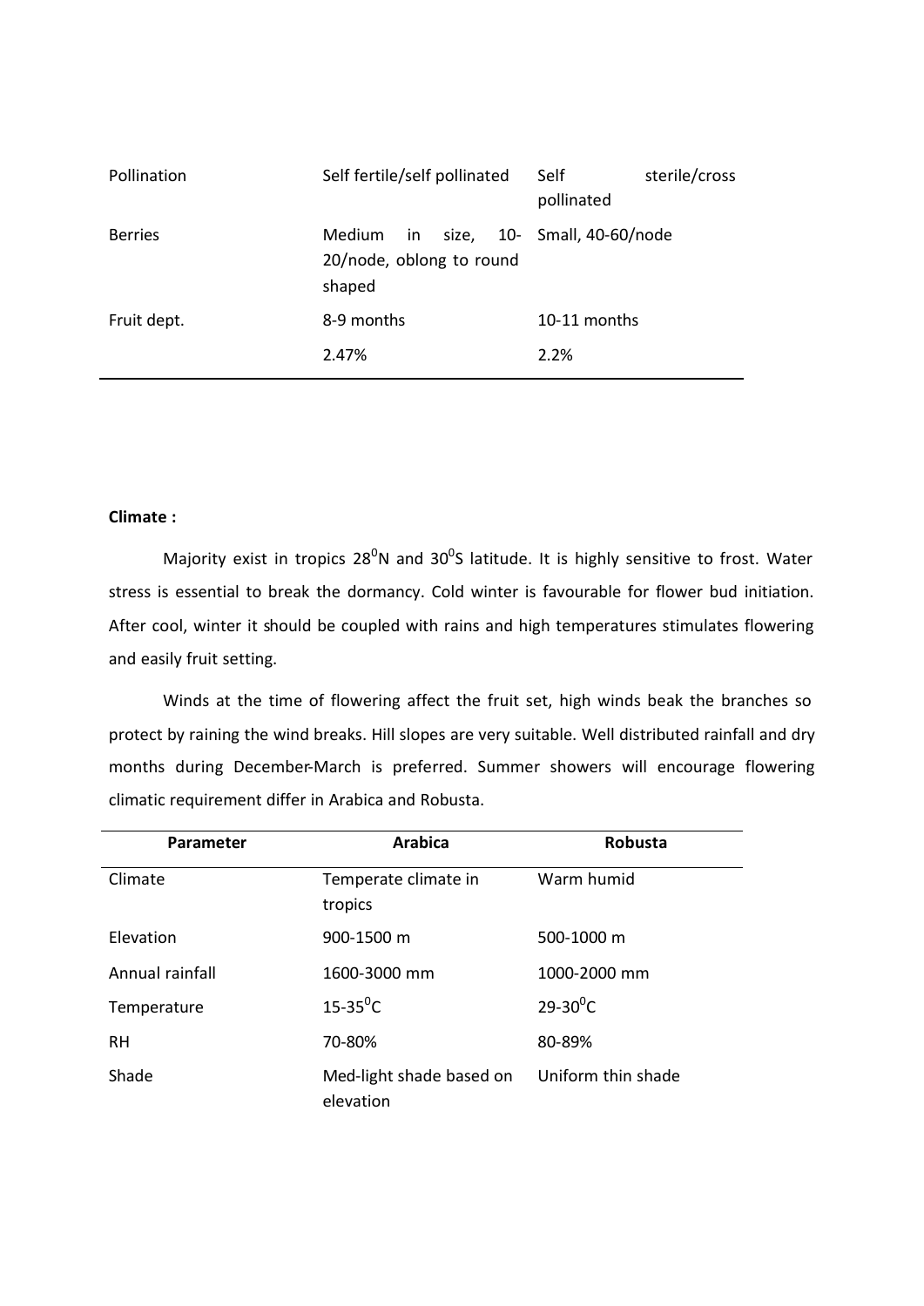| | | |
|---|---|---|
| Pollination | Self fertile/self pollinated | Self sterile/cross pollinated |
| Berries | Medium in size, 10-20/node, oblong to round shaped | Small, 40-60/node |
| Fruit dept. | 8-9 months | 10-11 months |
| | 2.47% | 2.2% |

**Climate :**

Majority exist in tropics $28^0$N and $30^0$S latitude. It is highly sensitive to frost. Water stress is essential to break the dormancy. Cold winter is favourable for flower bud initiation. After cool, winter it should be coupled with rains and high temperatures stimulates flowering and easily fruit setting.

Winds at the time of flowering affect the fruit set, high winds beak the branches so protect by raining the wind breaks. Hill slopes are very suitable. Well distributed rainfall and dry months during December-March is preferred. Summer showers will encourage flowering climatic requirement differ in Arabica and Robusta.

| Parameter | Arabica | Robusta |
|---|---|---|
| Climate | Temperate climate in tropics | Warm humid |
| Elevation | 900-1500 m | 500-1000 m |
| Annual rainfall | 1600-3000 mm | 1000-2000 mm |
| Temperature | 15-35$^0$C | 29-30$^0$C |
| RH | 70-80% | 80-89% |
| Shade | Med-light shade based on elevation | Uniform thin shade |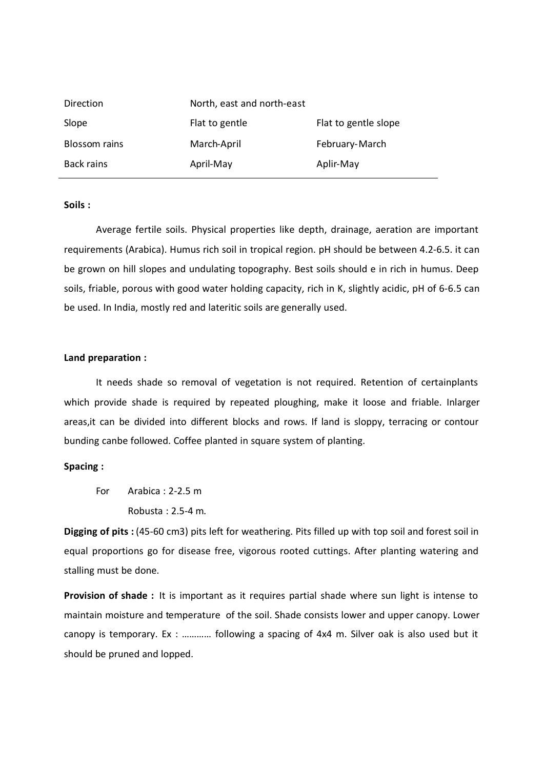| | | |
|---|---|---|
| Direction | North, east and north-east | |
| Slope | Flat to gentle | Flat to gentle slope |
| Blossom rains | March-April | February-March |
| Back rains | April-May | Aplir-May |

**Soils :**

Average fertile soils. Physical properties like depth, drainage, aeration are important requirements (Arabica). Humus rich soil in tropical region. pH should be between 4.2-6.5. it can be grown on hill slopes and undulating topography. Best soils should e in rich in humus. Deep soils, friable, porous with good water holding capacity, rich in K, slightly acidic, pH of 6-6.5 can be used. In India, mostly red and lateritic soils are generally used.

**Land preparation :**

It needs shade so removal of vegetation is not required. Retention of certainplants which provide shade is required by repeated ploughing, make it loose and friable. Inlarger areas,it can be divided into different blocks and rows. If land is sloppy, terracing or contour bunding canbe followed. Coffee planted in square system of planting.

**Spacing :**

For Arabica : 2-2.5 m

Robusta : 2.5-4 m.

**Digging of pits :** (45-60 cm3) pits left for weathering. Pits filled up with top soil and forest soil in equal proportions go for disease free, vigorous rooted cuttings. After planting watering and stalling must be done.

**Provision of shade :** It is important as it requires partial shade where sun light is intense to maintain moisture and temperature of the soil. Shade consists lower and upper canopy. Lower canopy is temporary. Ex : ………… following a spacing of 4x4 m. Silver oak is also used but it should be pruned and lopped.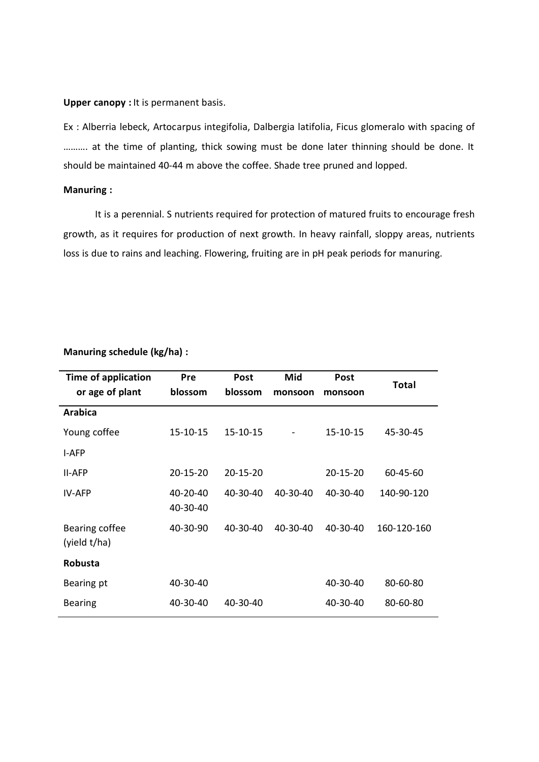**Upper canopy :** It is permanent basis.

Ex : Alberria lebeck, Artocarpus integifolia, Dalbergia latifolia, Ficus glomeralo with spacing of ………. at the time of planting, thick sowing must be done later thinning should be done. It should be maintained 40-44 m above the coffee. Shade tree pruned and lopped.

**Manuring :**

It is a perennial. S nutrients required for protection of matured fruits to encourage fresh growth, as it requires for production of next growth. In heavy rainfall, sloppy areas, nutrients loss is due to rains and leaching. Flowering, fruiting are in pH peak periods for manuring.

**Manuring schedule (kg/ha) :**

| Time of application or age of plant | Pre blossom | Post blossom | Mid monsoon | Post monsoon | Total |
|---|---|---|---|---|---|
| **Arabica** | | | | | |
| Young coffee | 15-10-15 | 15-10-15 | - | 15-10-15 | 45-30-45 |
| I-AFP | | | | | |
| II-AFP | 20-15-20 | 20-15-20 | | 20-15-20 | 60-45-60 |
| IV-AFP | 40-20-40 40-30-40 | 40-30-40 | 40-30-40 | 40-30-40 | 140-90-120 |
| Bearing coffee (yield t/ha) | 40-30-90 | 40-30-40 | 40-30-40 | 40-30-40 | 160-120-160 |
| **Robusta** | | | | | |
| Bearing pt | 40-30-40 | | | 40-30-40 | 80-60-80 |
| Bearing | 40-30-40 | 40-30-40 | | 40-30-40 | 80-60-80 |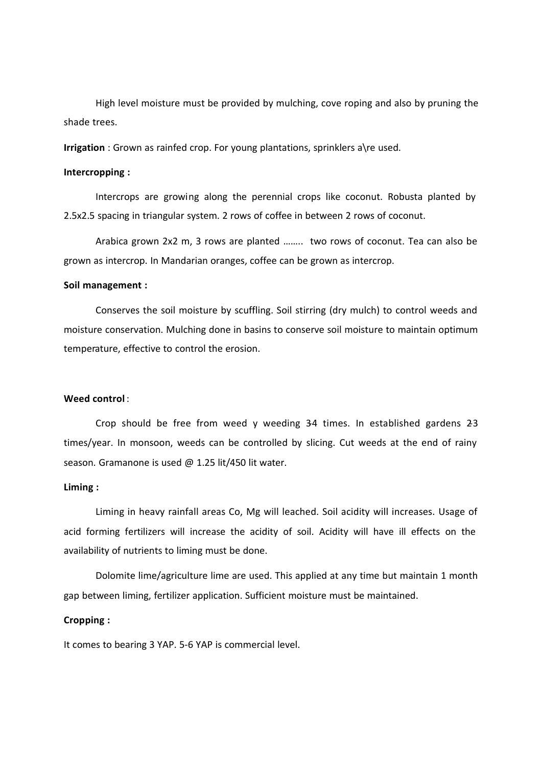High level moisture must be provided by mulching, cove roping and also by pruning the shade trees.

**Irrigation** : Grown as rainfed crop. For young plantations, sprinklers a\re used.

**Intercropping :**

Intercrops are growing along the perennial crops like coconut. Robusta planted by 2.5x2.5 spacing in triangular system. 2 rows of coffee in between 2 rows of coconut.

Arabica grown 2x2 m, 3 rows are planted …….. two rows of coconut. Tea can also be grown as intercrop. In Mandarian oranges, coffee can be grown as intercrop.

**Soil management :**

Conserves the soil moisture by scuffling. Soil stirring (dry mulch) to control weeds and moisture conservation. Mulching done in basins to conserve soil moisture to maintain optimum temperature, effective to control the erosion.

**Weed control** :

Crop should be free from weed y weeding 3-4 times. In established gardens 2-3 times/year. In monsoon, weeds can be controlled by slicing. Cut weeds at the end of rainy season. Gramanone is used @ 1.25 lit/450 lit water.

**Liming :**

Liming in heavy rainfall areas Co, Mg will leached. Soil acidity will increases. Usage of acid forming fertilizers will increase the acidity of soil. Acidity will have ill effects on the availability of nutrients to liming must be done.

Dolomite lime/agriculture lime are used. This applied at any time but maintain 1 month gap between liming, fertilizer application. Sufficient moisture must be maintained.

**Cropping :**

It comes to bearing 3 YAP. 5-6 YAP is commercial level.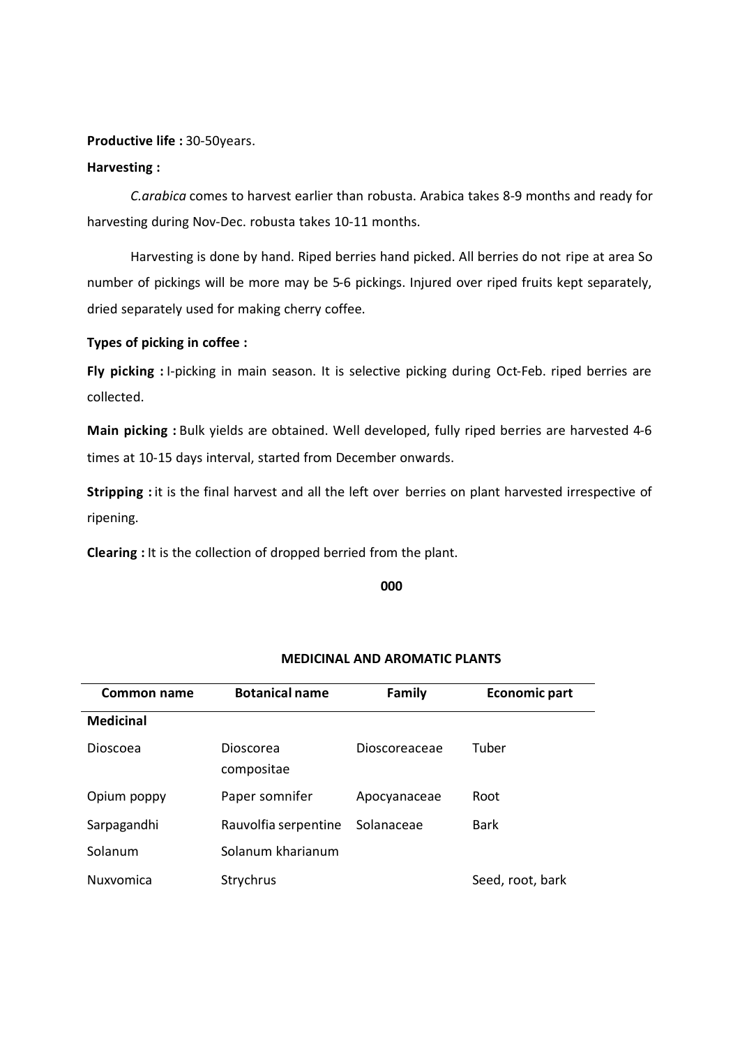**Productive life :** 30-50years.

**Harvesting :**

*C.arabica* comes to harvest earlier than robusta. Arabica takes 8-9 months and ready for harvesting during Nov-Dec. robusta takes 10-11 months.

Harvesting is done by hand. Riped berries hand picked. All berries do not ripe at area So number of pickings will be more may be 5-6 pickings. Injured over riped fruits kept separately, dried separately used for making cherry coffee.

**Types of picking in coffee :**

**Fly picking :** I-picking in main season. It is selective picking during Oct-Feb. riped berries are collected.

**Main picking :** Bulk yields are obtained. Well developed, fully riped berries are harvested 4-6 times at 10-15 days interval, started from December onwards.

**Stripping :** it is the final harvest and all the left over berries on plant harvested irrespective of ripening.

**Clearing :** It is the collection of dropped berried from the plant.

**000**

## MEDICINAL AND AROMATIC PLANTS

| Common name | Botanical name | Family | Economic part |
|---|---|---|---|
| **Medicinal** | | | |
| Dioscoea | Dioscorea compositae | Dioscoreaceae | Tuber |
| Opium poppy | Paper somnifer | Apocyanaceae | Root |
| Sarpagandhi | Rauvolfia serpentine | Solanaceae | Bark |
| Solanum | Solanum kharianum | | |
| Nuxvomica | Strychrus | | Seed, root, bark |